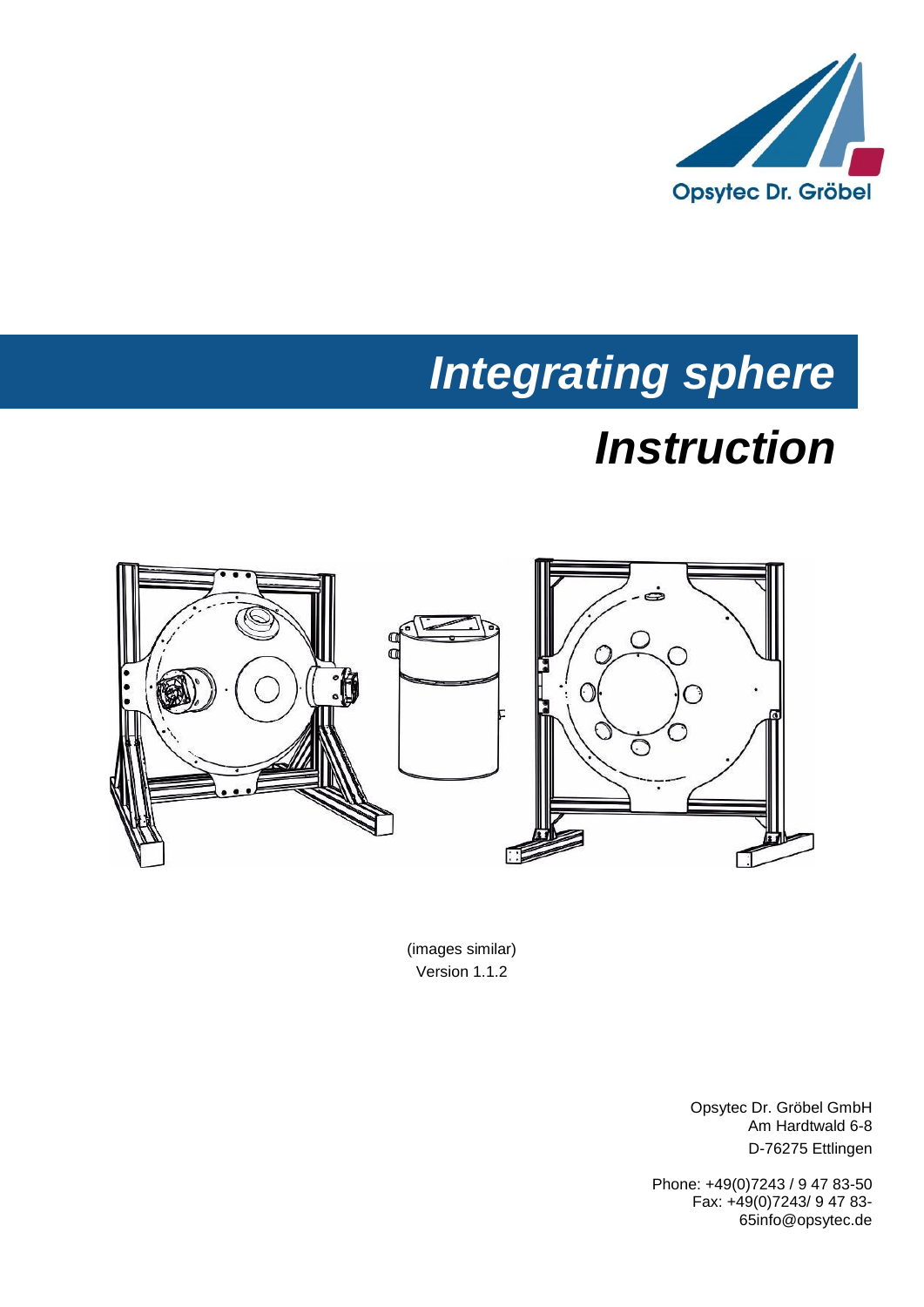Opsytec Dr. Gröbel

# *Integrating sphere*

# *Instruction*

(images similar)
Version 1.1.2

Opsytec Dr. Gröbel GmbH
Am Hardtwald 6-8
D-76275 Ettlingen

Phone: +49(0)7243 / 9 47 83-50
Fax: +49(0)7243/ 9 47 83-65info@opsytec.de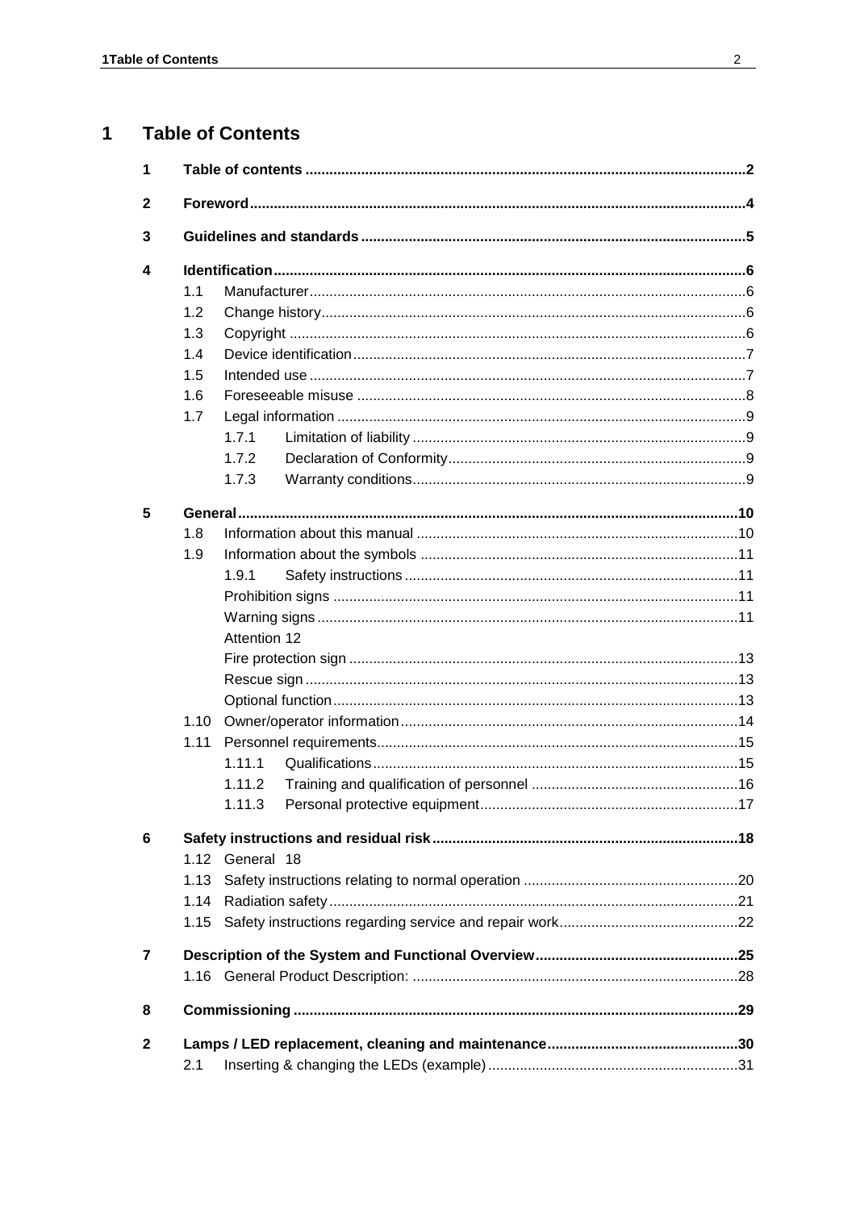# 1 Table of Contents

| | | | | |
|---|---|---|---|---|
| **1** | **Table of contents** | | | **2** |
| **2** | **Foreword** | | | **4** |
| **3** | **Guidelines and standards** | | | **5** |
| **4** | **Identification** | | | **6** |
| | 1.1 | Manufacturer | | 6 |
| | 1.2 | Change history | | 6 |
| | 1.3 | Copyright | | 6 |
| | 1.4 | Device identification | | 7 |
| | 1.5 | Intended use | | 7 |
| | 1.6 | Foreseeable misuse | | 8 |
| | 1.7 | Legal information | | 9 |
| | | 1.7.1 | Limitation of liability | 9 |
| | | 1.7.2 | Declaration of Conformity | 9 |
| | | 1.7.3 | Warranty conditions | 9 |
| **5** | **General** | | | **10** |
| | 1.8 | Information about this manual | | 10 |
| | 1.9 | Information about the symbols | | 11 |
| | | 1.9.1 | Safety instructions | 11 |
| | | Prohibition signs | | 11 |
| | | Warning signs | | 11 |
| | | Attention 12 | | |
| | | Fire protection sign | | 13 |
| | | Rescue sign | | 13 |
| | | Optional function | | 13 |
| | 1.10 | Owner/operator information | | 14 |
| | 1.11 | Personnel requirements | | 15 |
| | | 1.11.1 | Qualifications | 15 |
| | | 1.11.2 | Training and qualification of personnel | 16 |
| | | 1.11.3 | Personal protective equipment | 17 |
| **6** | **Safety instructions and residual risk** | | | **18** |
| | 1.12 | General 18 | | |
| | 1.13 | Safety instructions relating to normal operation | | 20 |
| | 1.14 | Radiation safety | | 21 |
| | 1.15 | Safety instructions regarding service and repair work | | 22 |
| **7** | **Description of the System and Functional Overview** | | | **25** |
| | 1.16 | General Product Description: | | 28 |
| **8** | **Commissioning** | | | **29** |
| **2** | **Lamps / LED replacement, cleaning and maintenance** | | | **30** |
| | 2.1 | Inserting & changing the LEDs (example) | | 31 |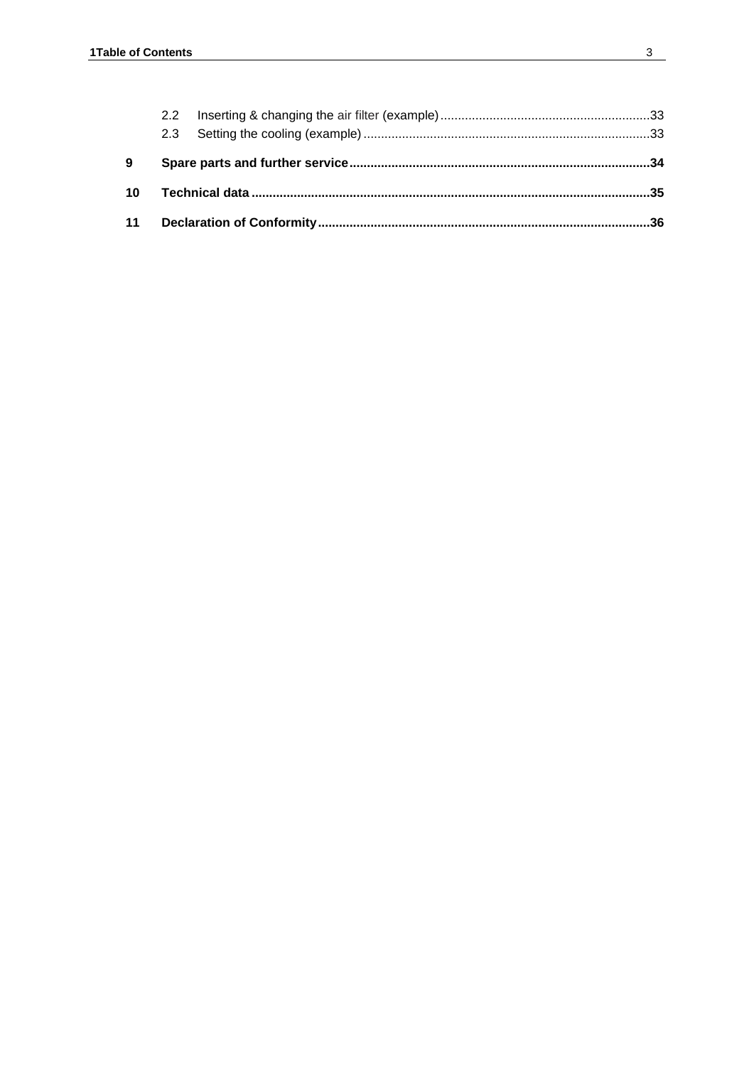2.2 Inserting & changing the air filter (example) .... 33

2.3 Setting the cooling (example) .... 33

**9 Spare parts and further service .... 34**

**10 Technical data .... 35**

**11 Declaration of Conformity .... 36**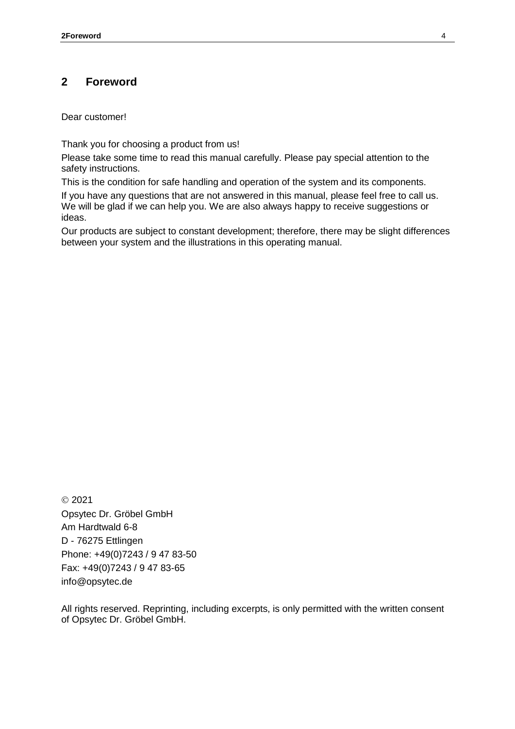# 2 Foreword

Dear customer!

Thank you for choosing a product from us!

Please take some time to read this manual carefully. Please pay special attention to the safety instructions.

This is the condition for safe handling and operation of the system and its components.

If you have any questions that are not answered in this manual, please feel free to call us. We will be glad if we can help you. We are also always happy to receive suggestions or ideas.

Our products are subject to constant development; therefore, there may be slight differences between your system and the illustrations in this operating manual.

© 2021
Opsytec Dr. Gröbel GmbH
Am Hardtwald 6-8
D - 76275 Ettlingen
Phone: +49(0)7243 / 9 47 83-50
Fax: +49(0)7243 / 9 47 83-65
info@opsytec.de

All rights reserved. Reprinting, including excerpts, is only permitted with the written consent of Opsytec Dr. Gröbel GmbH.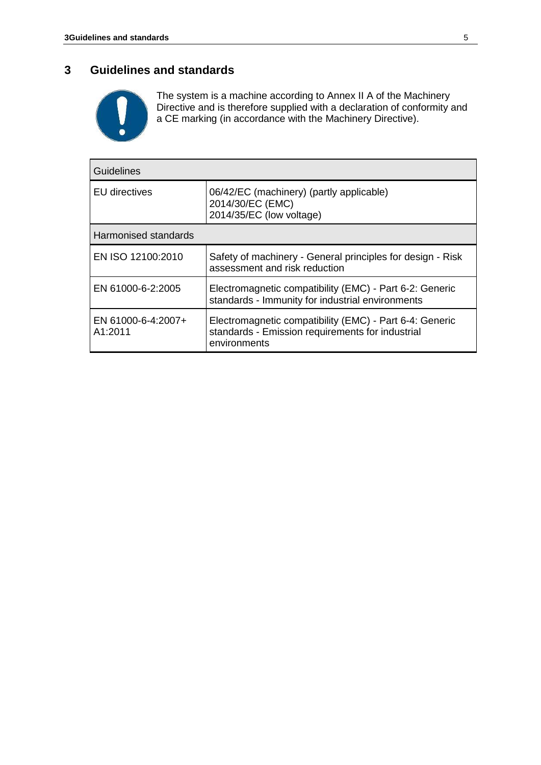# 3 Guidelines and standards

The system is a machine according to Annex II A of the Machinery Directive and is therefore supplied with a declaration of conformity and a CE marking (in accordance with the Machinery Directive).

| Guidelines | |
|---|---|
| EU directives | 06/42/EC (machinery) (partly applicable)<br>2014/30/EC (EMC)<br>2014/35/EC (low voltage) |
| Harmonised standards | |
| EN ISO 12100:2010 | Safety of machinery - General principles for design - Risk assessment and risk reduction |
| EN 61000-6-2:2005 | Electromagnetic compatibility (EMC) - Part 6-2: Generic standards - Immunity for industrial environments |
| EN 61000-6-4:2007+ A1:2011 | Electromagnetic compatibility (EMC) - Part 6-4: Generic standards - Emission requirements for industrial environments |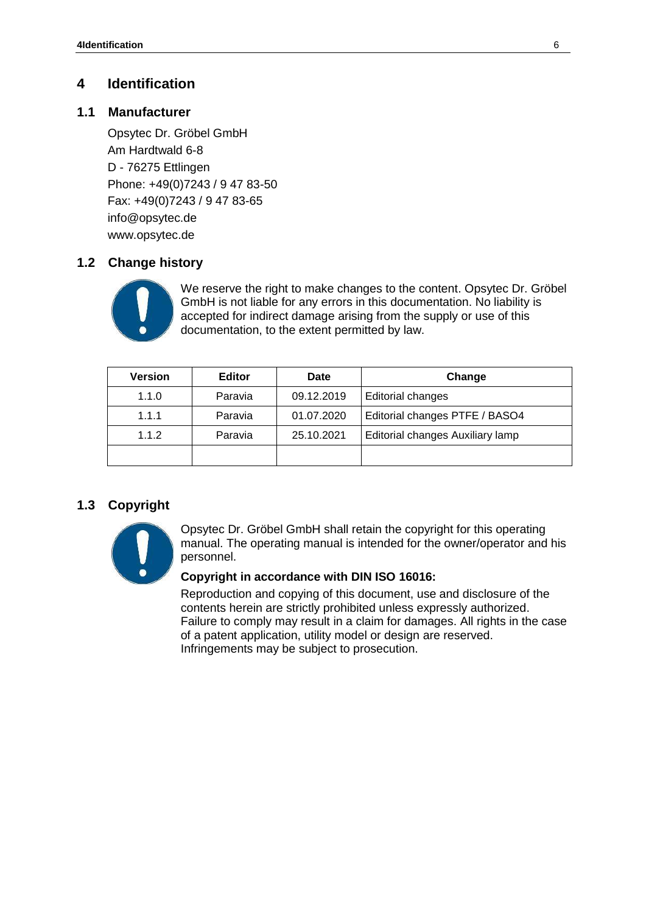# 4 Identification

## 1.1 Manufacturer

Opsytec Dr. Gröbel GmbH
Am Hardtwald 6-8
D - 76275 Ettlingen
Phone: +49(0)7243 / 9 47 83-50
Fax: +49(0)7243 / 9 47 83-65
info@opsytec.de
www.opsytec.de

## 1.2 Change history

We reserve the right to make changes to the content. Opsytec Dr. Gröbel GmbH is not liable for any errors in this documentation. No liability is accepted for indirect damage arising from the supply or use of this documentation, to the extent permitted by law.

| Version | Editor | Date | Change |
|---|---|---|---|
| 1.1.0 | Paravia | 09.12.2019 | Editorial changes |
| 1.1.1 | Paravia | 01.07.2020 | Editorial changes PTFE / BASO4 |
| 1.1.2 | Paravia | 25.10.2021 | Editorial changes Auxiliary lamp |
| | | | |

## 1.3 Copyright

Opsytec Dr. Gröbel GmbH shall retain the copyright for this operating manual. The operating manual is intended for the owner/operator and his personnel.

**Copyright in accordance with DIN ISO 16016:**

Reproduction and copying of this document, use and disclosure of the contents herein are strictly prohibited unless expressly authorized. Failure to comply may result in a claim for damages. All rights in the case of a patent application, utility model or design are reserved. Infringements may be subject to prosecution.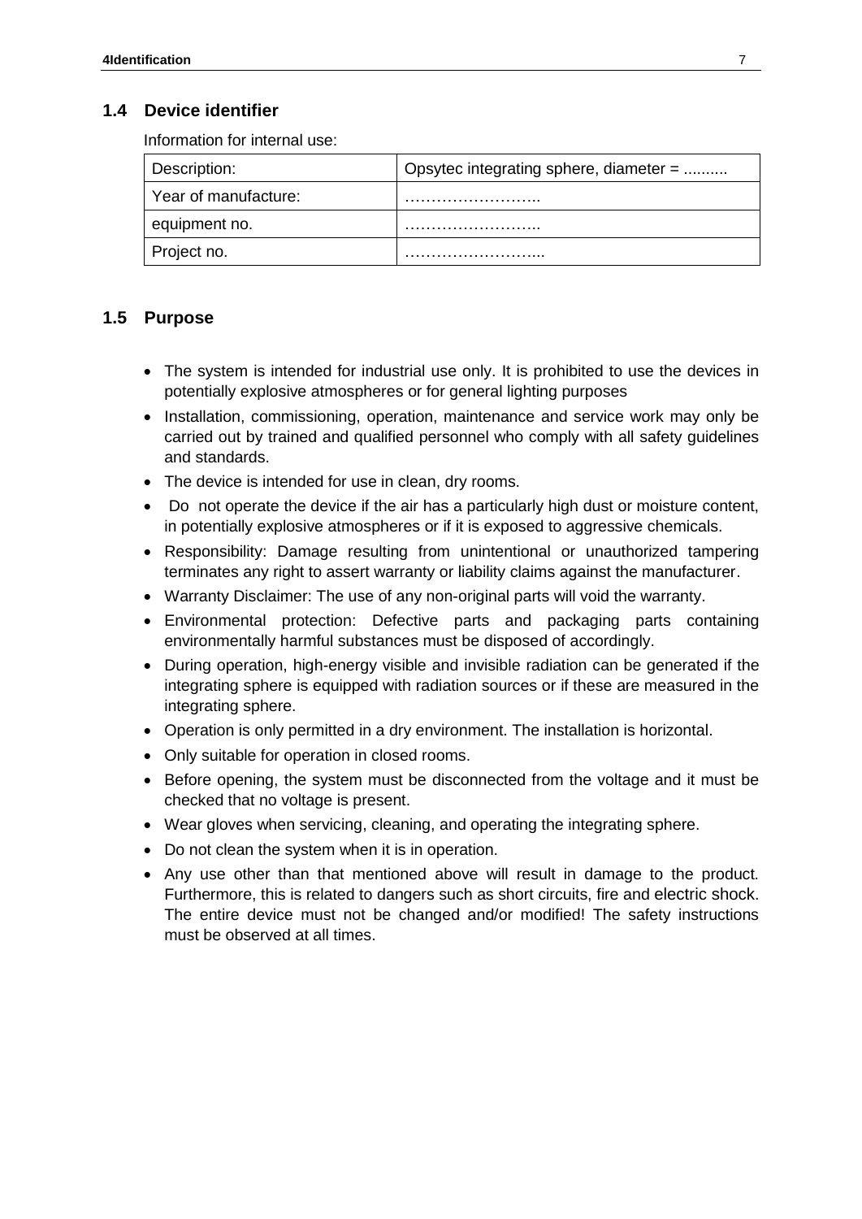## 1.4 Device identifier

Information for internal use:

| Description: | Opsytec integrating sphere, diameter = .......... |
|---|---|
| Year of manufacture: | …………………….. |
| equipment no. | …………………….. |
| Project no. | ……………………... |

## 1.5 Purpose

- The system is intended for industrial use only. It is prohibited to use the devices in potentially explosive atmospheres or for general lighting purposes
- Installation, commissioning, operation, maintenance and service work may only be carried out by trained and qualified personnel who comply with all safety guidelines and standards.
- The device is intended for use in clean, dry rooms.
- Do not operate the device if the air has a particularly high dust or moisture content, in potentially explosive atmospheres or if it is exposed to aggressive chemicals.
- Responsibility: Damage resulting from unintentional or unauthorized tampering terminates any right to assert warranty or liability claims against the manufacturer.
- Warranty Disclaimer: The use of any non-original parts will void the warranty.
- Environmental protection: Defective parts and packaging parts containing environmentally harmful substances must be disposed of accordingly.
- During operation, high-energy visible and invisible radiation can be generated if the integrating sphere is equipped with radiation sources or if these are measured in the integrating sphere.
- Operation is only permitted in a dry environment. The installation is horizontal.
- Only suitable for operation in closed rooms.
- Before opening, the system must be disconnected from the voltage and it must be checked that no voltage is present.
- Wear gloves when servicing, cleaning, and operating the integrating sphere.
- Do not clean the system when it is in operation.
- Any use other than that mentioned above will result in damage to the product. Furthermore, this is related to dangers such as short circuits, fire and electric shock. The entire device must not be changed and/or modified! The safety instructions must be observed at all times.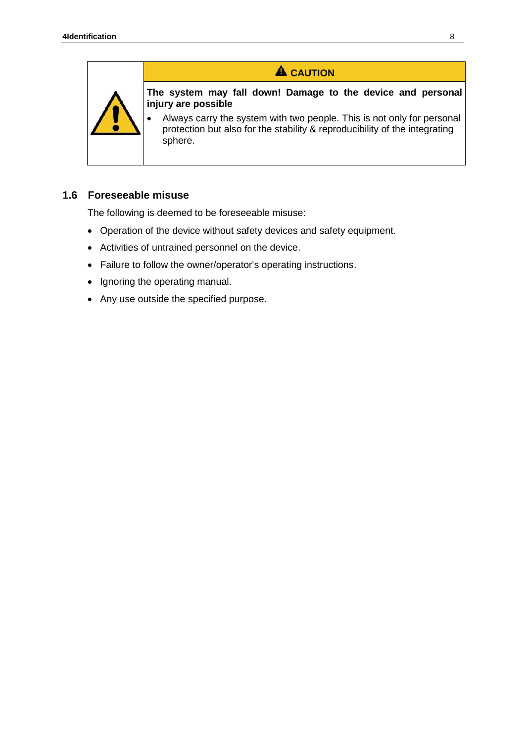**⚠ CAUTION**

**The system may fall down! Damage to the device and personal injury are possible**

- Always carry the system with two people. This is not only for personal protection but also for the stability & reproducibility of the integrating sphere.

## 1.6 Foreseeable misuse

The following is deemed to be foreseeable misuse:

- Operation of the device without safety devices and safety equipment.
- Activities of untrained personnel on the device.
- Failure to follow the owner/operator's operating instructions.
- Ignoring the operating manual.
- Any use outside the specified purpose.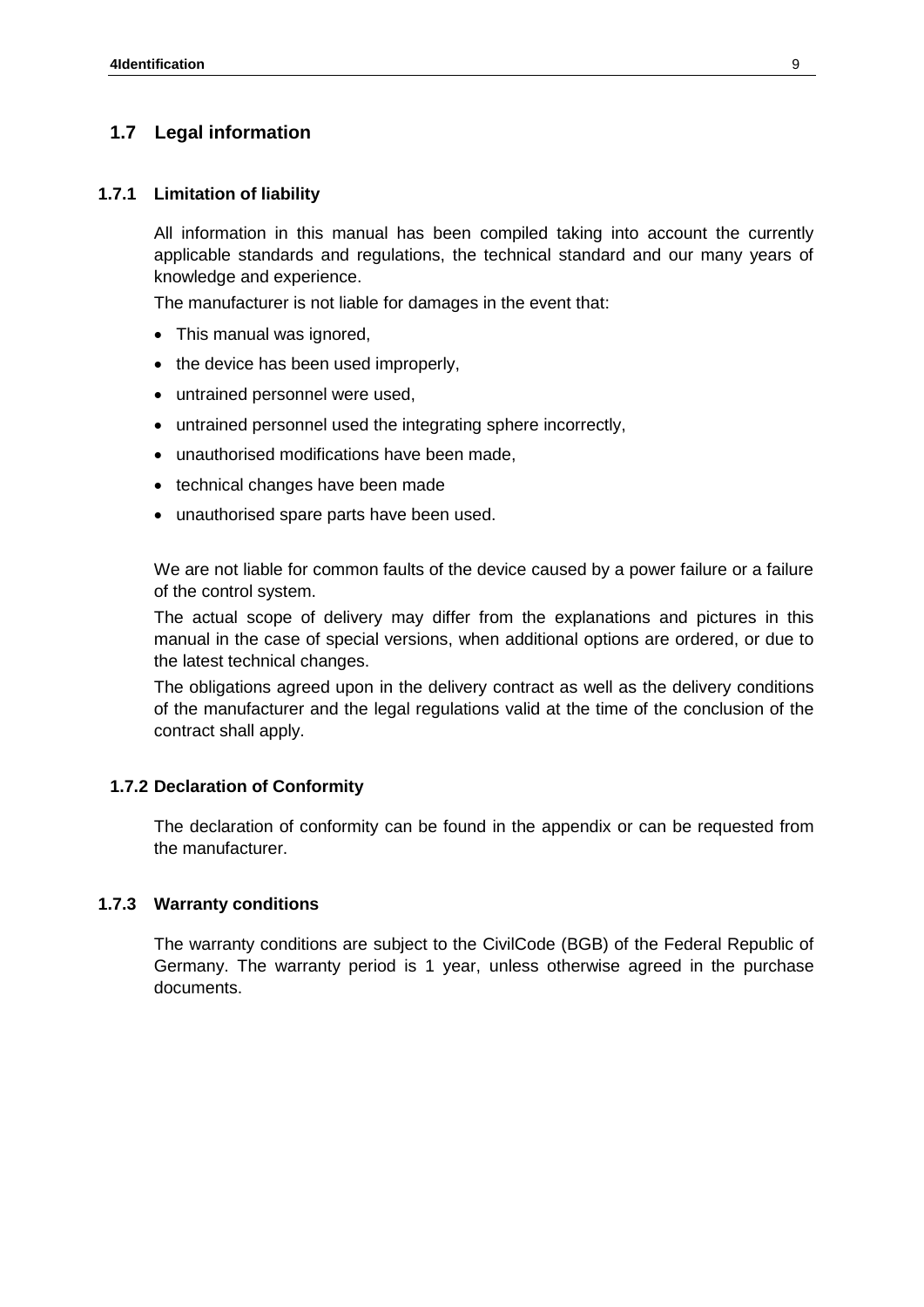## 1.7 Legal information

### 1.7.1 Limitation of liability

All information in this manual has been compiled taking into account the currently applicable standards and regulations, the technical standard and our many years of knowledge and experience.

The manufacturer is not liable for damages in the event that:

- This manual was ignored,
- the device has been used improperly,
- untrained personnel were used,
- untrained personnel used the integrating sphere incorrectly,
- unauthorised modifications have been made,
- technical changes have been made
- unauthorised spare parts have been used.

We are not liable for common faults of the device caused by a power failure or a failure of the control system.

The actual scope of delivery may differ from the explanations and pictures in this manual in the case of special versions, when additional options are ordered, or due to the latest technical changes.

The obligations agreed upon in the delivery contract as well as the delivery conditions of the manufacturer and the legal regulations valid at the time of the conclusion of the contract shall apply.

### 1.7.2 Declaration of Conformity

The declaration of conformity can be found in the appendix or can be requested from the manufacturer.

### 1.7.3 Warranty conditions

The warranty conditions are subject to the CivilCode (BGB) of the Federal Republic of Germany. The warranty period is 1 year, unless otherwise agreed in the purchase documents.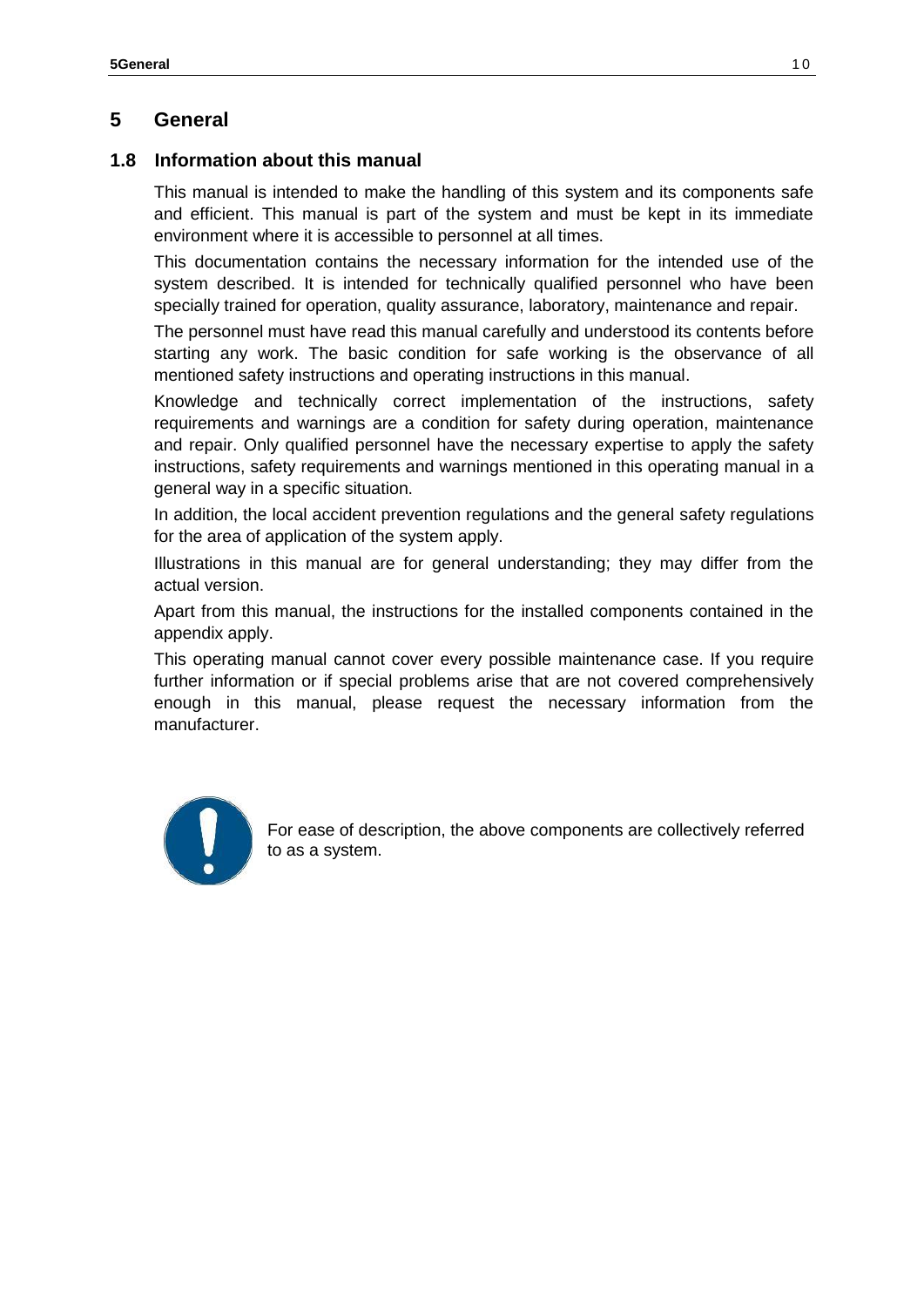# 5 General

## 1.8 Information about this manual

This manual is intended to make the handling of this system and its components safe and efficient. This manual is part of the system and must be kept in its immediate environment where it is accessible to personnel at all times.

This documentation contains the necessary information for the intended use of the system described. It is intended for technically qualified personnel who have been specially trained for operation, quality assurance, laboratory, maintenance and repair.

The personnel must have read this manual carefully and understood its contents before starting any work. The basic condition for safe working is the observance of all mentioned safety instructions and operating instructions in this manual.

Knowledge and technically correct implementation of the instructions, safety requirements and warnings are a condition for safety during operation, maintenance and repair. Only qualified personnel have the necessary expertise to apply the safety instructions, safety requirements and warnings mentioned in this operating manual in a general way in a specific situation.

In addition, the local accident prevention regulations and the general safety regulations for the area of application of the system apply.

Illustrations in this manual are for general understanding; they may differ from the actual version.

Apart from this manual, the instructions for the installed components contained in the appendix apply.

This operating manual cannot cover every possible maintenance case. If you require further information or if special problems arise that are not covered comprehensively enough in this manual, please request the necessary information from the manufacturer.

For ease of description, the above components are collectively referred to as a system.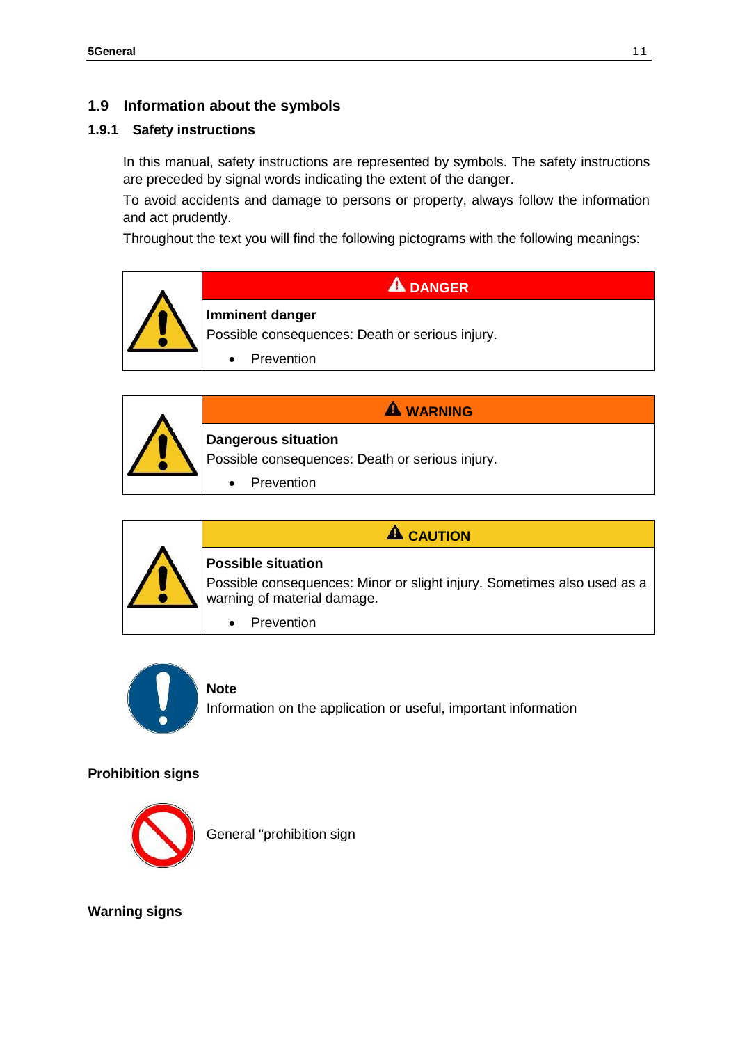## 1.9 Information about the symbols

### 1.9.1 Safety instructions

In this manual, safety instructions are represented by symbols. The safety instructions are preceded by signal words indicating the extent of the danger.

To avoid accidents and damage to persons or property, always follow the information and act prudently.

Throughout the text you will find the following pictograms with the following meanings:

| | ⚠ DANGER |
|---|---|
| | **Imminent danger**<br>Possible consequences: Death or serious injury.<br>• Prevention |

| | ⚠ WARNING |
|---|---|
| | **Dangerous situation**<br>Possible consequences: Death or serious injury.<br>• Prevention |

| | ⚠ CAUTION |
|---|---|
| | **Possible situation**<br>Possible consequences: Minor or slight injury. Sometimes also used as a warning of material damage.<br>• Prevention |

**Note**
Information on the application or useful, important information

**Prohibition signs**

General "prohibition sign

**Warning signs**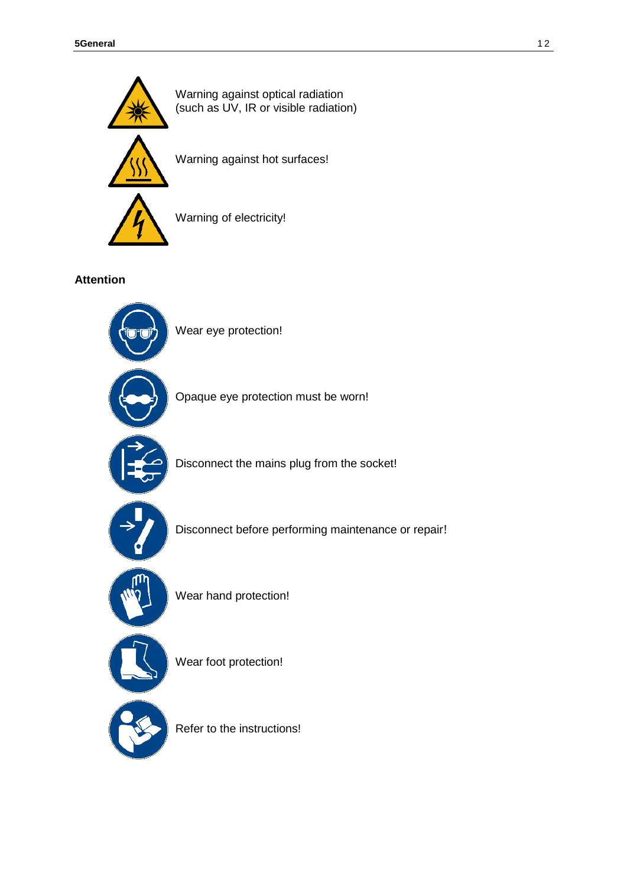Warning against optical radiation
(such as UV, IR or visible radiation)

Warning against hot surfaces!

Warning of electricity!

**Attention**

Wear eye protection!

Opaque eye protection must be worn!

Disconnect the mains plug from the socket!

Disconnect before performing maintenance or repair!

Wear hand protection!

Wear foot protection!

Refer to the instructions!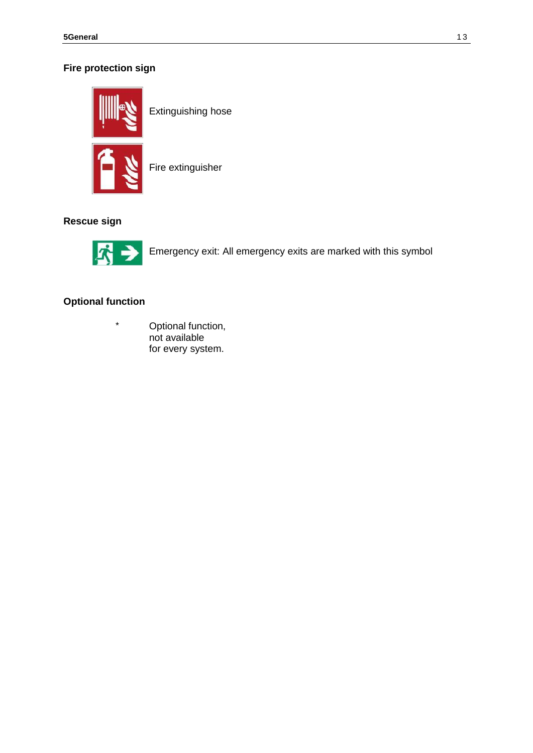## Fire protection sign

Extinguishing hose

Fire extinguisher

## Rescue sign

Emergency exit: All emergency exits are marked with this symbol

## Optional function

| | |
|---|---|
| * | Optional function, not available for every system. |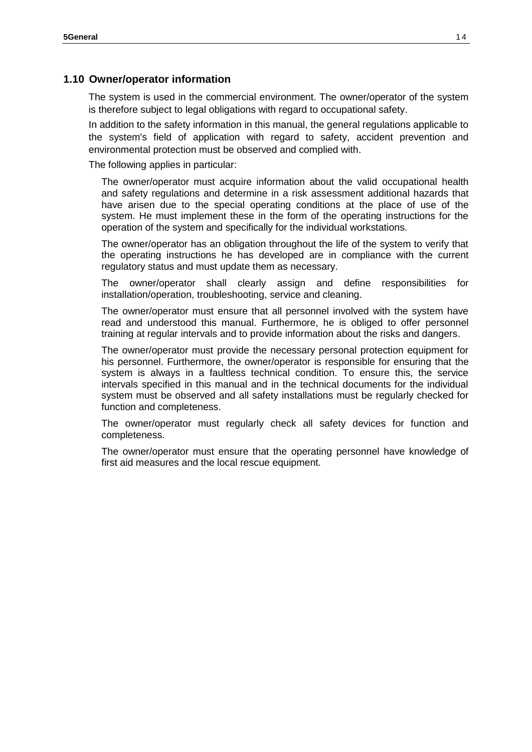## 1.10 Owner/operator information

The system is used in the commercial environment. The owner/operator of the system is therefore subject to legal obligations with regard to occupational safety.

In addition to the safety information in this manual, the general regulations applicable to the system's field of application with regard to safety, accident prevention and environmental protection must be observed and complied with.

The following applies in particular:

The owner/operator must acquire information about the valid occupational health and safety regulations and determine in a risk assessment additional hazards that have arisen due to the special operating conditions at the place of use of the system. He must implement these in the form of the operating instructions for the operation of the system and specifically for the individual workstations.

The owner/operator has an obligation throughout the life of the system to verify that the operating instructions he has developed are in compliance with the current regulatory status and must update them as necessary.

The owner/operator shall clearly assign and define responsibilities for installation/operation, troubleshooting, service and cleaning.

The owner/operator must ensure that all personnel involved with the system have read and understood this manual. Furthermore, he is obliged to offer personnel training at regular intervals and to provide information about the risks and dangers.

The owner/operator must provide the necessary personal protection equipment for his personnel. Furthermore, the owner/operator is responsible for ensuring that the system is always in a faultless technical condition. To ensure this, the service intervals specified in this manual and in the technical documents for the individual system must be observed and all safety installations must be regularly checked for function and completeness.

The owner/operator must regularly check all safety devices for function and completeness.

The owner/operator must ensure that the operating personnel have knowledge of first aid measures and the local rescue equipment.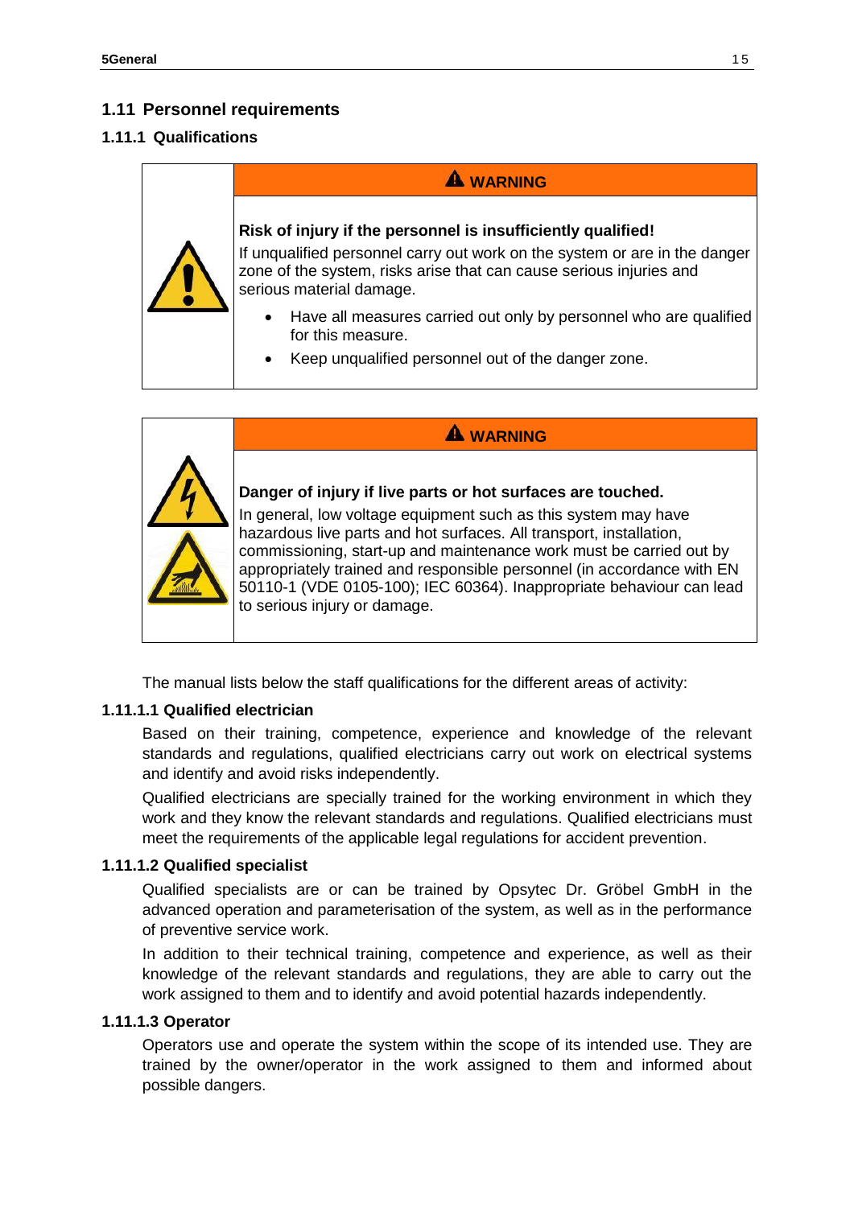## 1.11 Personnel requirements

### 1.11.1 Qualifications

| | **⚠ WARNING** |
|---|---|
| | **Risk of injury if the personnel is insufficiently qualified!**<br>If unqualified personnel carry out work on the system or are in the danger zone of the system, risks arise that can cause serious injuries and serious material damage.<br>• Have all measures carried out only by personnel who are qualified for this measure.<br>• Keep unqualified personnel out of the danger zone. |

| | **⚠ WARNING** |
|---|---|
| | **Danger of injury if live parts or hot surfaces are touched.**<br>In general, low voltage equipment such as this system may have hazardous live parts and hot surfaces. All transport, installation, commissioning, start-up and maintenance work must be carried out by appropriately trained and responsible personnel (in accordance with EN 50110-1 (VDE 0105-100); IEC 60364). Inappropriate behaviour can lead to serious injury or damage. |

The manual lists below the staff qualifications for the different areas of activity:

#### 1.11.1.1 Qualified electrician

Based on their training, competence, experience and knowledge of the relevant standards and regulations, qualified electricians carry out work on electrical systems and identify and avoid risks independently.

Qualified electricians are specially trained for the working environment in which they work and they know the relevant standards and regulations. Qualified electricians must meet the requirements of the applicable legal regulations for accident prevention.

#### 1.11.1.2 Qualified specialist

Qualified specialists are or can be trained by Opsytec Dr. Gröbel GmbH in the advanced operation and parameterisation of the system, as well as in the performance of preventive service work.

In addition to their technical training, competence and experience, as well as their knowledge of the relevant standards and regulations, they are able to carry out the work assigned to them and to identify and avoid potential hazards independently.

#### 1.11.1.3 Operator

Operators use and operate the system within the scope of its intended use. They are trained by the owner/operator in the work assigned to them and informed about possible dangers.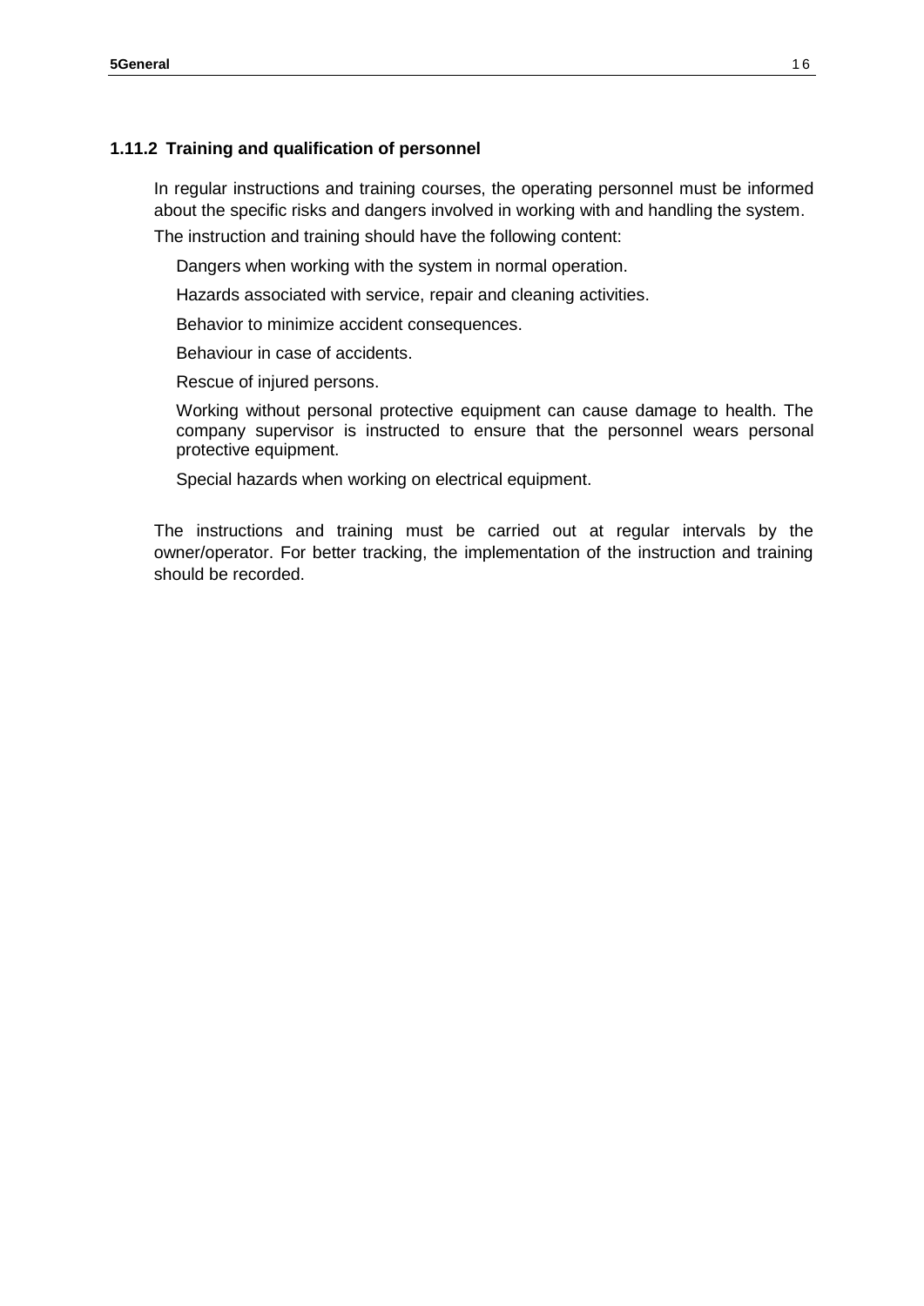### 1.11.2 Training and qualification of personnel

In regular instructions and training courses, the operating personnel must be informed about the specific risks and dangers involved in working with and handling the system.

The instruction and training should have the following content:

- Dangers when working with the system in normal operation.
- Hazards associated with service, repair and cleaning activities.
- Behavior to minimize accident consequences.
- Behaviour in case of accidents.
- Rescue of injured persons.
- Working without personal protective equipment can cause damage to health. The company supervisor is instructed to ensure that the personnel wears personal protective equipment.
- Special hazards when working on electrical equipment.

The instructions and training must be carried out at regular intervals by the owner/operator. For better tracking, the implementation of the instruction and training should be recorded.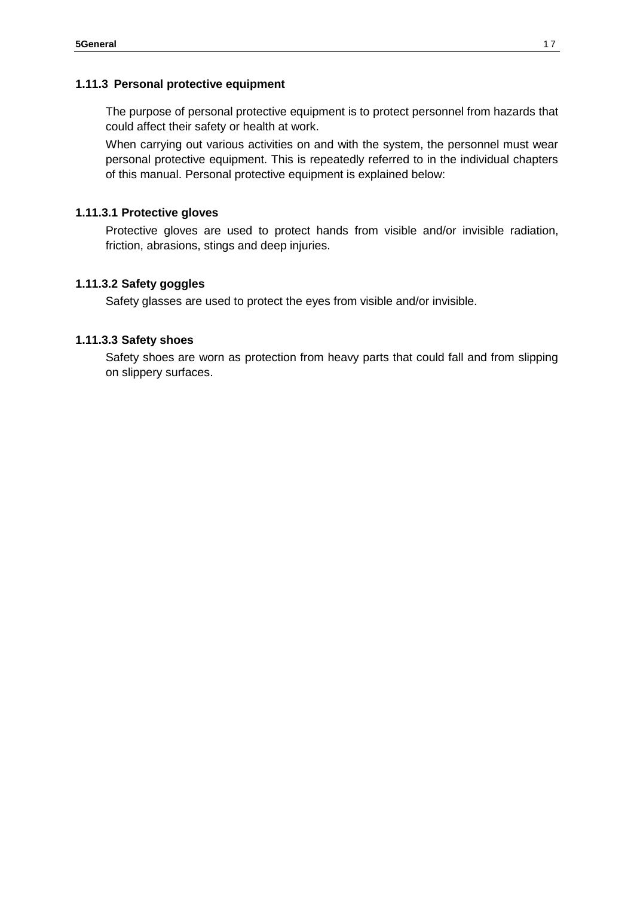### 1.11.3 Personal protective equipment

The purpose of personal protective equipment is to protect personnel from hazards that could affect their safety or health at work.

When carrying out various activities on and with the system, the personnel must wear personal protective equipment. This is repeatedly referred to in the individual chapters of this manual. Personal protective equipment is explained below:

#### 1.11.3.1 Protective gloves

Protective gloves are used to protect hands from visible and/or invisible radiation, friction, abrasions, stings and deep injuries.

#### 1.11.3.2 Safety goggles

Safety glasses are used to protect the eyes from visible and/or invisible.

#### 1.11.3.3 Safety shoes

Safety shoes are worn as protection from heavy parts that could fall and from slipping on slippery surfaces.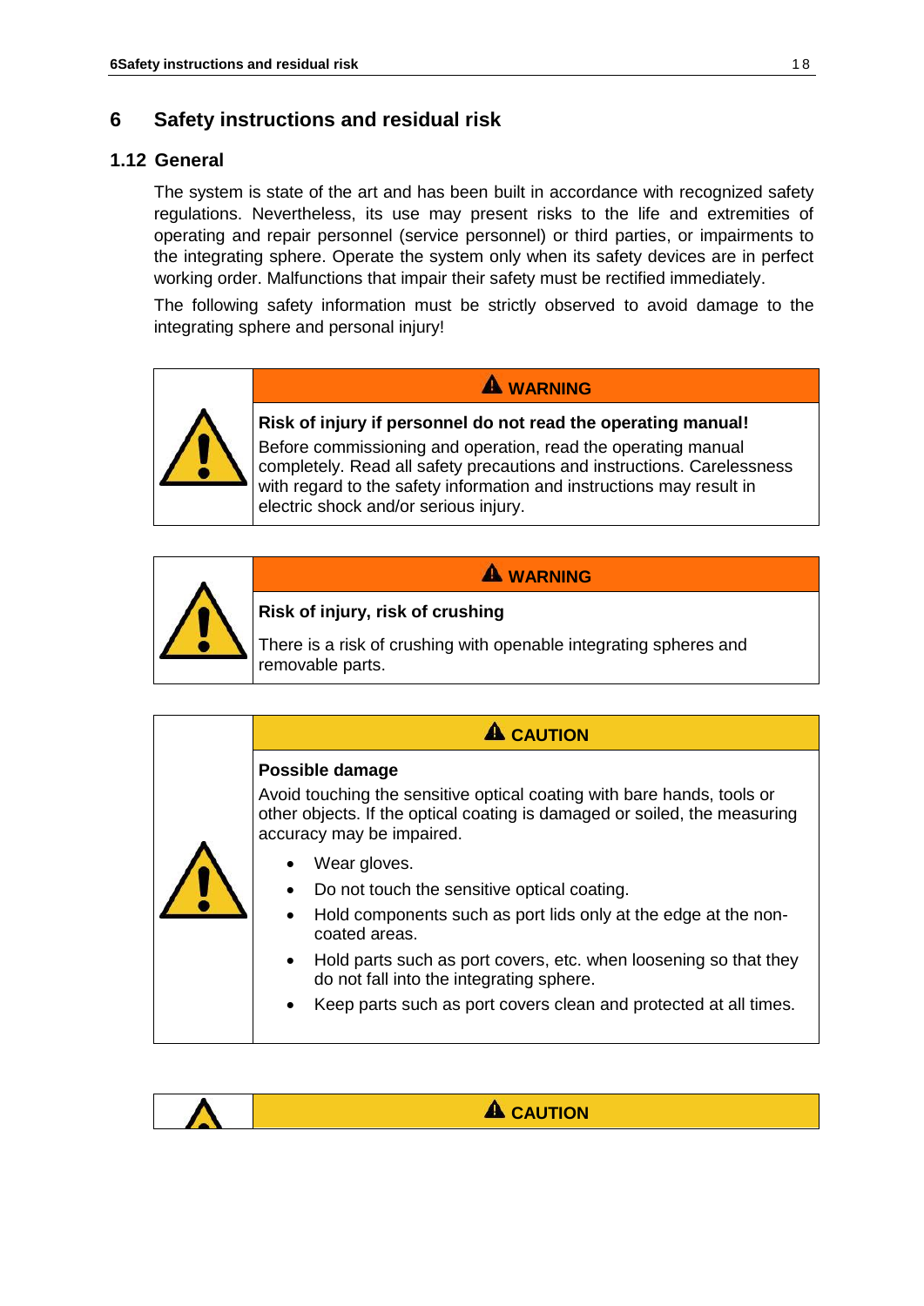# 6 Safety instructions and residual risk

## 1.12 General

The system is state of the art and has been built in accordance with recognized safety regulations. Nevertheless, its use may present risks to the life and extremities of operating and repair personnel (service personnel) or third parties, or impairments to the integrating sphere. Operate the system only when its safety devices are in perfect working order. Malfunctions that impair their safety must be rectified immediately.

The following safety information must be strictly observed to avoid damage to the integrating sphere and personal injury!

| | ⚠ WARNING |
|---|---|
| ⚠ | **Risk of injury if personnel do not read the operating manual!**<br>Before commissioning and operation, read the operating manual completely. Read all safety precautions and instructions. Carelessness with regard to the safety information and instructions may result in electric shock and/or serious injury. |

| | ⚠ WARNING |
|---|---|
| ⚠ | **Risk of injury, risk of crushing**<br>There is a risk of crushing with openable integrating spheres and removable parts. |

| | ⚠ CAUTION |
|---|---|
| ⚠ | **Possible damage**<br>Avoid touching the sensitive optical coating with bare hands, tools or other objects. If the optical coating is damaged or soiled, the measuring accuracy may be impaired.<br>• Wear gloves.<br>• Do not touch the sensitive optical coating.<br>• Hold components such as port lids only at the edge at the non-coated areas.<br>• Hold parts such as port covers, etc. when loosening so that they do not fall into the integrating sphere.<br>• Keep parts such as port covers clean and protected at all times. |

| | ⚠ CAUTION |
|---|---|
| ⚠ | |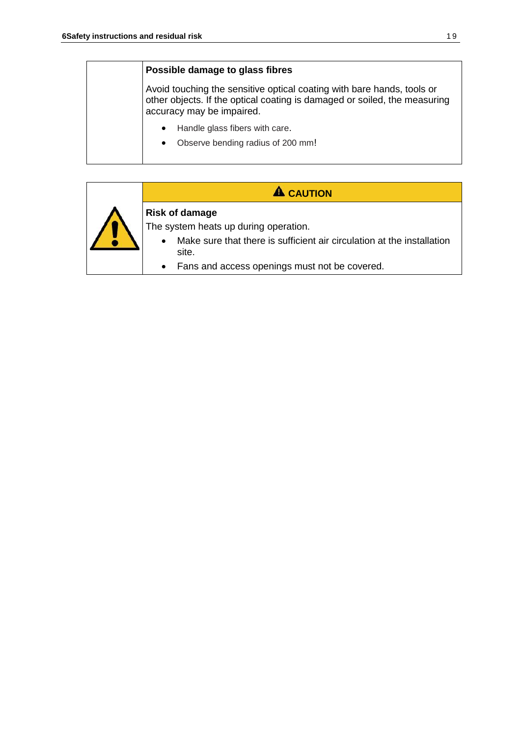**Possible damage to glass fibres**

Avoid touching the sensitive optical coating with bare hands, tools or other objects. If the optical coating is damaged or soiled, the measuring accuracy may be impaired.

- Handle glass fibers with care.
- Observe bending radius of 200 mm!

**⚠ CAUTION**

**Risk of damage**

The system heats up during operation.

- Make sure that there is sufficient air circulation at the installation site.
- Fans and access openings must not be covered.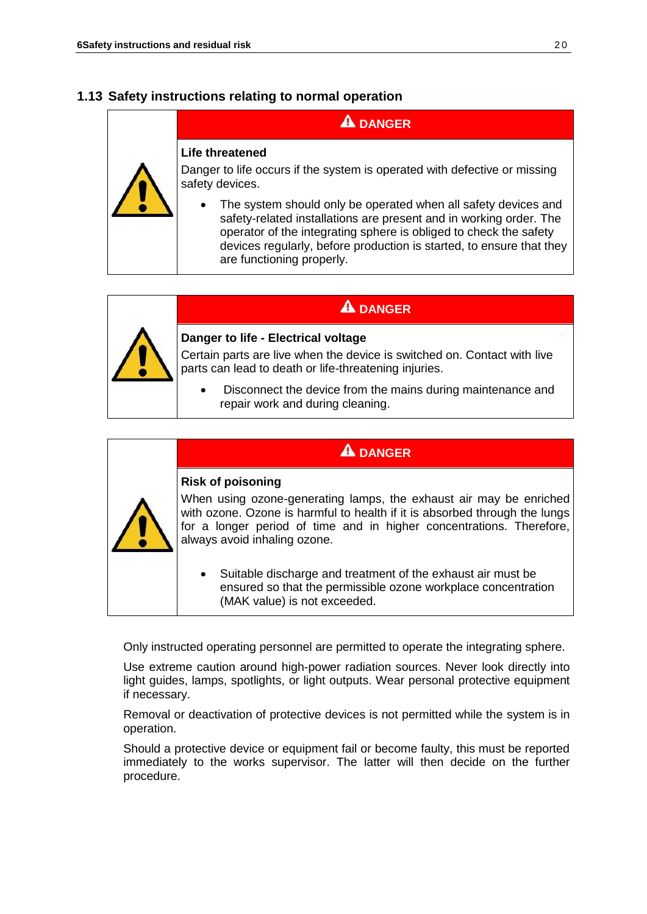## 1.13 Safety instructions relating to normal operation

| | ⚠ DANGER |
|---|---|
| ⚠ | **Life threatened**<br>Danger to life occurs if the system is operated with defective or missing safety devices.<br>• The system should only be operated when all safety devices and safety-related installations are present and in working order. The operator of the integrating sphere is obliged to check the safety devices regularly, before production is started, to ensure that they are functioning properly. |

| | ⚠ DANGER |
|---|---|
| ⚠ | **Danger to life - Electrical voltage**<br>Certain parts are live when the device is switched on. Contact with live parts can lead to death or life-threatening injuries.<br>• Disconnect the device from the mains during maintenance and repair work and during cleaning. |

| | ⚠ DANGER |
|---|---|
| ⚠ | **Risk of poisoning**<br>When using ozone-generating lamps, the exhaust air may be enriched with ozone. Ozone is harmful to health if it is absorbed through the lungs for a longer period of time and in higher concentrations. Therefore, always avoid inhaling ozone.<br>• Suitable discharge and treatment of the exhaust air must be ensured so that the permissible ozone workplace concentration (MAK value) is not exceeded. |

Only instructed operating personnel are permitted to operate the integrating sphere.

Use extreme caution around high-power radiation sources. Never look directly into light guides, lamps, spotlights, or light outputs. Wear personal protective equipment if necessary.

Removal or deactivation of protective devices is not permitted while the system is in operation.

Should a protective device or equipment fail or become faulty, this must be reported immediately to the works supervisor. The latter will then decide on the further procedure.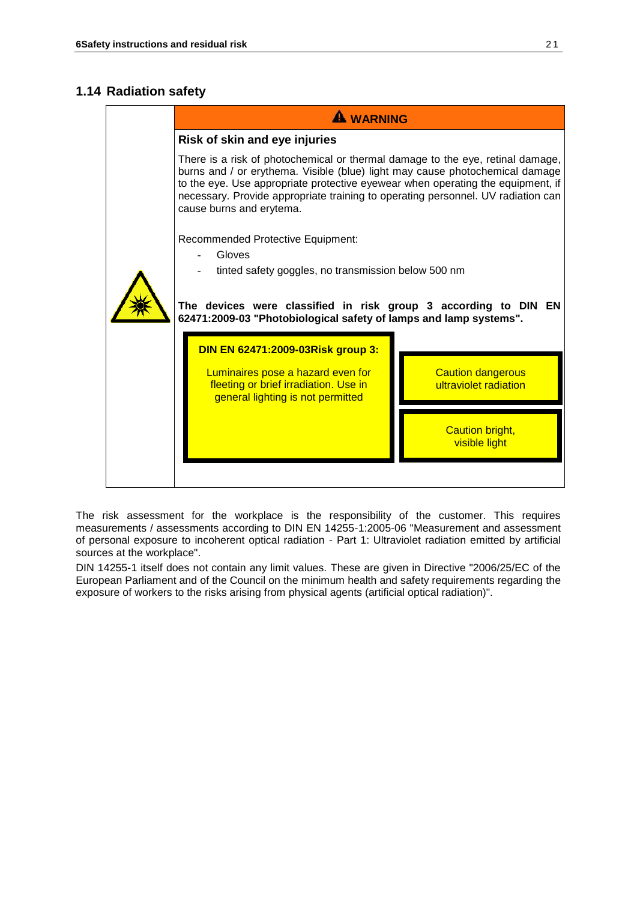## 1.14 Radiation safety

**⚠ WARNING**

**Risk of skin and eye injuries**

There is a risk of photochemical or thermal damage to the eye, retinal damage, burns and / or erythema. Visible (blue) light may cause photochemical damage to the eye. Use appropriate protective eyewear when operating the equipment, if necessary. Provide appropriate training to operating personnel. UV radiation can cause burns and erytema.

Recommended Protective Equipment:

- Gloves
- tinted safety goggles, no transmission below 500 nm

**The devices were classified in risk group 3 according to DIN EN 62471:2009-03 "Photobiological safety of lamps and lamp systems".**

**DIN EN 62471:2009-03Risk group 3:**

Luminaires pose a hazard even for fleeting or brief irradiation. Use in general lighting is not permitted

Caution dangerous ultraviolet radiation

Caution bright, visible light

The risk assessment for the workplace is the responsibility of the customer. This requires measurements / assessments according to DIN EN 14255-1:2005-06 "Measurement and assessment of personal exposure to incoherent optical radiation - Part 1: Ultraviolet radiation emitted by artificial sources at the workplace".

DIN 14255-1 itself does not contain any limit values. These are given in Directive "2006/25/EC of the European Parliament and of the Council on the minimum health and safety requirements regarding the exposure of workers to the risks arising from physical agents (artificial optical radiation)".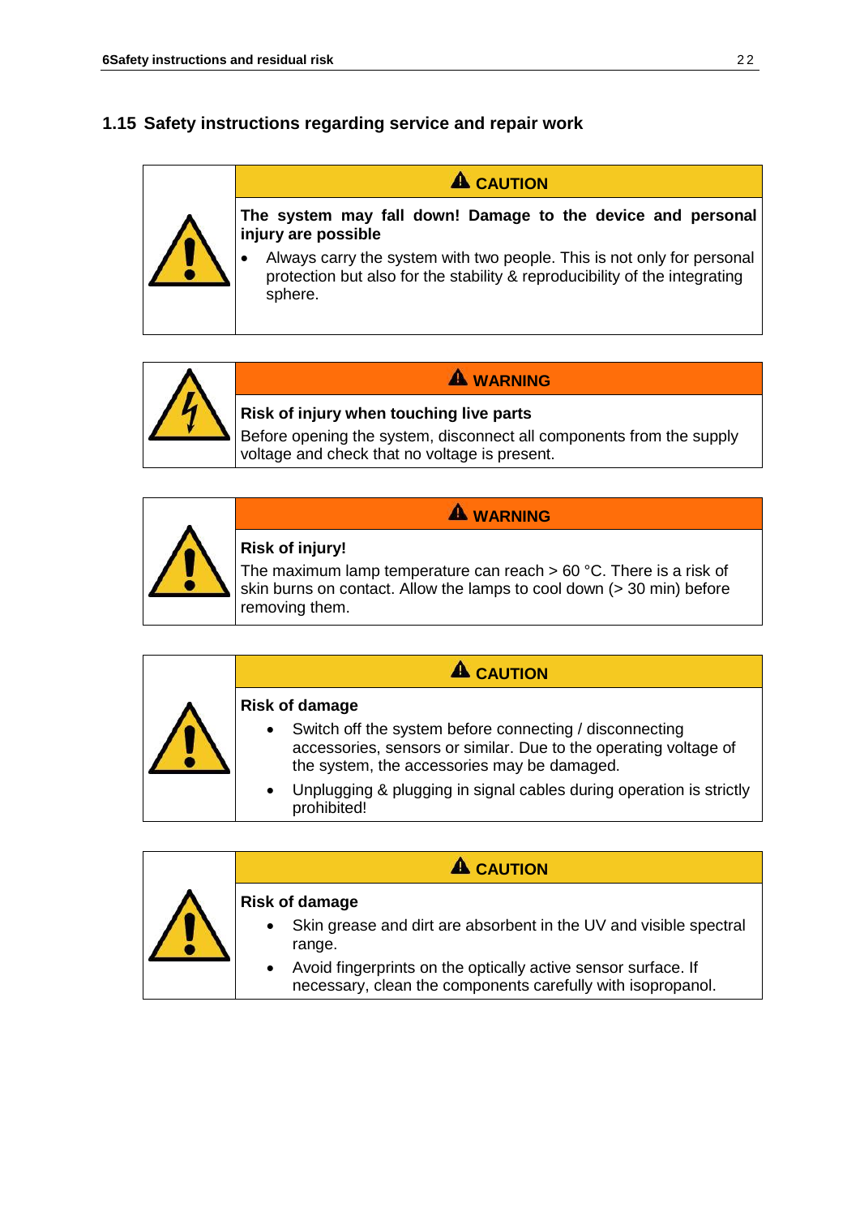## 1.15 Safety instructions regarding service and repair work

**CAUTION**

**The system may fall down! Damage to the device and personal injury are possible**

- Always carry the system with two people. This is not only for personal protection but also for the stability & reproducibility of the integrating sphere.

**WARNING**

**Risk of injury when touching live parts**

Before opening the system, disconnect all components from the supply voltage and check that no voltage is present.

**WARNING**

**Risk of injury!**

The maximum lamp temperature can reach > 60 °C. There is a risk of skin burns on contact. Allow the lamps to cool down (> 30 min) before removing them.

**CAUTION**

**Risk of damage**

- Switch off the system before connecting / disconnecting accessories, sensors or similar. Due to the operating voltage of the system, the accessories may be damaged.
- Unplugging & plugging in signal cables during operation is strictly prohibited!

**CAUTION**

**Risk of damage**

- Skin grease and dirt are absorbent in the UV and visible spectral range.
- Avoid fingerprints on the optically active sensor surface. If necessary, clean the components carefully with isopropanol.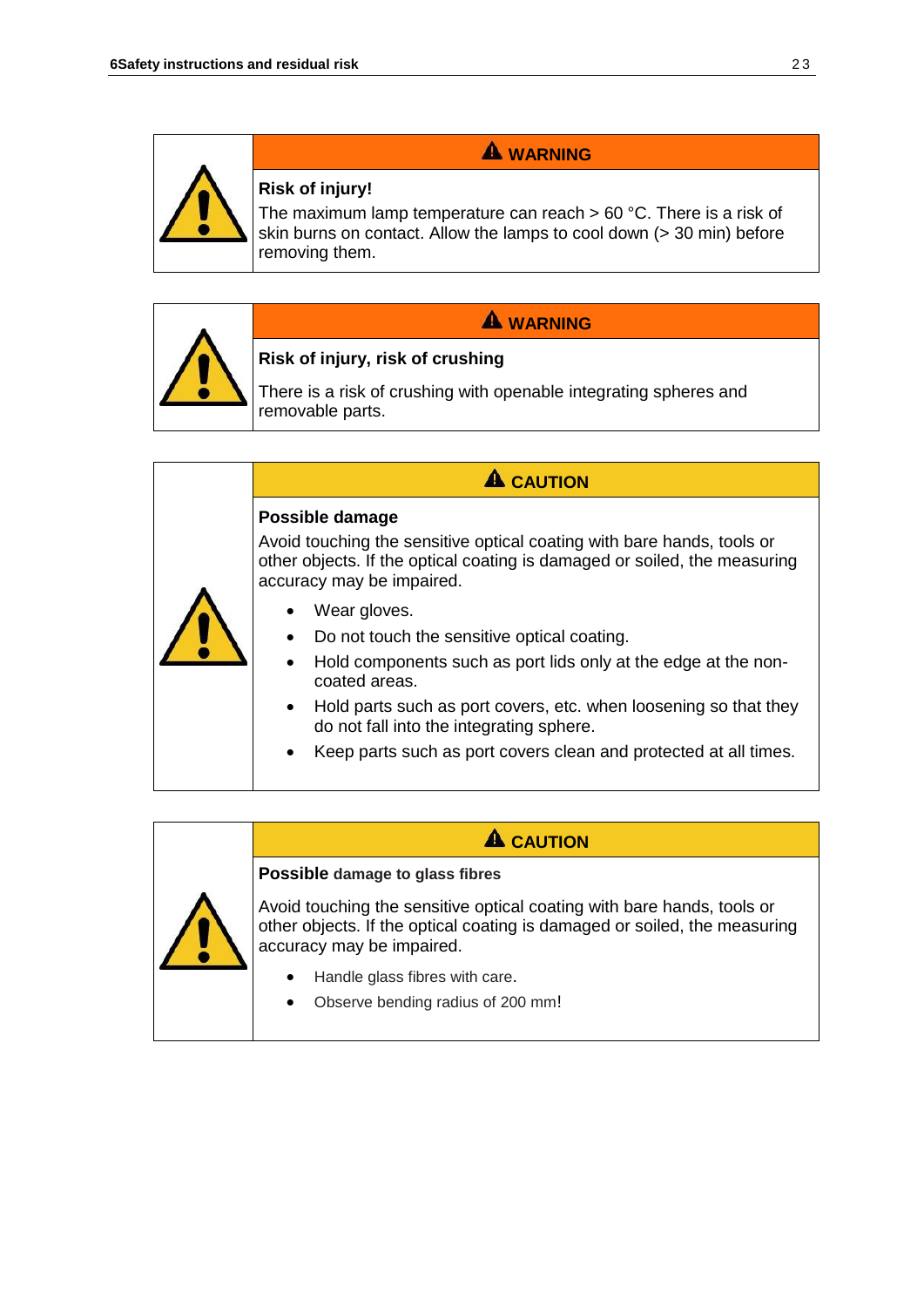**⚠ WARNING**

**Risk of injury!**

The maximum lamp temperature can reach > 60 °C. There is a risk of skin burns on contact. Allow the lamps to cool down (> 30 min) before removing them.

**⚠ WARNING**

**Risk of injury, risk of crushing**

There is a risk of crushing with openable integrating spheres and removable parts.

**⚠ CAUTION**

**Possible damage**

Avoid touching the sensitive optical coating with bare hands, tools or other objects. If the optical coating is damaged or soiled, the measuring accuracy may be impaired.

- Wear gloves.
- Do not touch the sensitive optical coating.
- Hold components such as port lids only at the edge at the non-coated areas.
- Hold parts such as port covers, etc. when loosening so that they do not fall into the integrating sphere.
- Keep parts such as port covers clean and protected at all times.

**⚠ CAUTION**

**Possible damage to glass fibres**

Avoid touching the sensitive optical coating with bare hands, tools or other objects. If the optical coating is damaged or soiled, the measuring accuracy may be impaired.

- Handle glass fibres with care.
- Observe bending radius of 200 mm!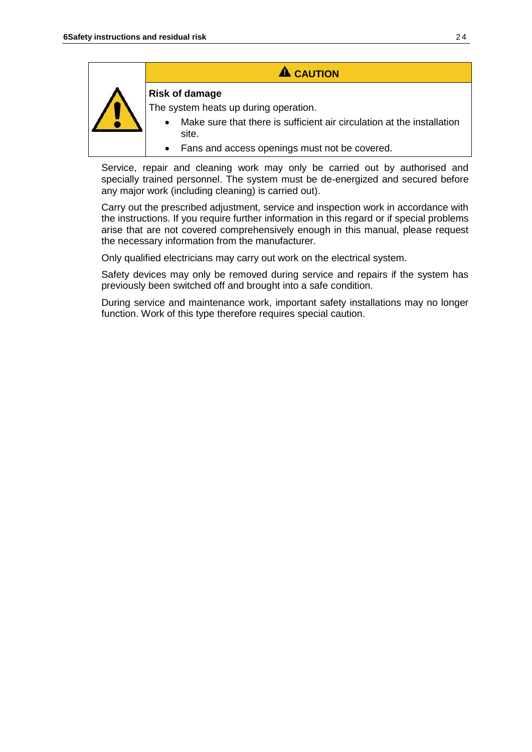**⚠ CAUTION**

**Risk of damage**

The system heats up during operation.

- Make sure that there is sufficient air circulation at the installation site.
- Fans and access openings must not be covered.

Service, repair and cleaning work may only be carried out by authorised and specially trained personnel. The system must be de-energized and secured before any major work (including cleaning) is carried out).

Carry out the prescribed adjustment, service and inspection work in accordance with the instructions. If you require further information in this regard or if special problems arise that are not covered comprehensively enough in this manual, please request the necessary information from the manufacturer.

Only qualified electricians may carry out work on the electrical system.

Safety devices may only be removed during service and repairs if the system has previously been switched off and brought into a safe condition.

During service and maintenance work, important safety installations may no longer function. Work of this type therefore requires special caution.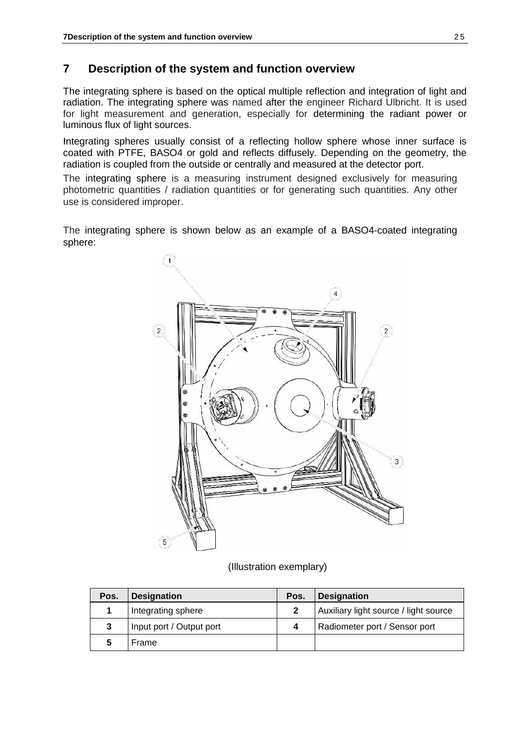# 7 Description of the system and function overview

The integrating sphere is based on the optical multiple reflection and integration of light and radiation. The integrating sphere was named after the engineer Richard Ulbricht. It is used for light measurement and generation, especially for determining the radiant power or luminous flux of light sources.

Integrating spheres usually consist of a reflecting hollow sphere whose inner surface is coated with PTFE, BASO4 or gold and reflects diffusely. Depending on the geometry, the radiation is coupled from the outside or centrally and measured at the detector port.

The integrating sphere is a measuring instrument designed exclusively for measuring photometric quantities / radiation quantities or for generating such quantities. Any other use is considered improper.

The integrating sphere is shown below as an example of a BASO4-coated integrating sphere:

(Illustration exemplary)

| Pos. | Designation | Pos. | Designation |
|---|---|---|---|
| **1** | Integrating sphere | **2** | Auxiliary light source / light source |
| **3** | Input port / Output port | **4** | Radiometer port / Sensor port |
| **5** | Frame | | |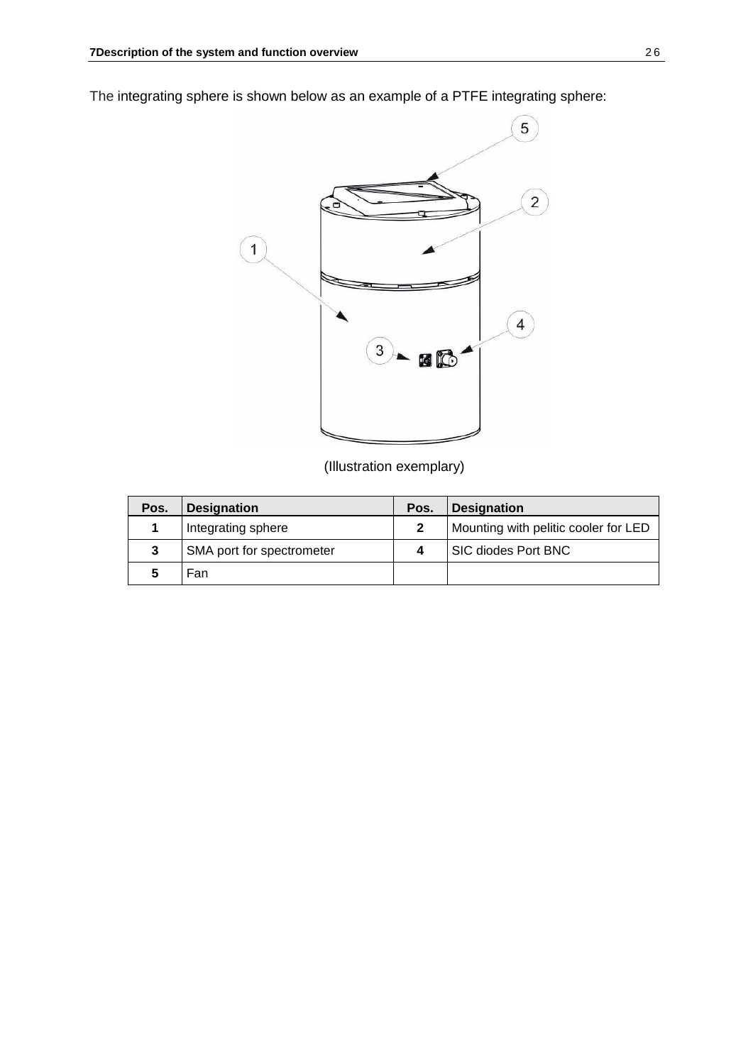The integrating sphere is shown below as an example of a PTFE integrating sphere:

(Illustration exemplary)

| Pos. | Designation | Pos. | Designation |
|---|---|---|---|
| **1** | Integrating sphere | **2** | Mounting with pelitic cooler for LED |
| **3** | SMA port for spectrometer | **4** | SIC diodes Port BNC |
| **5** | Fan | | |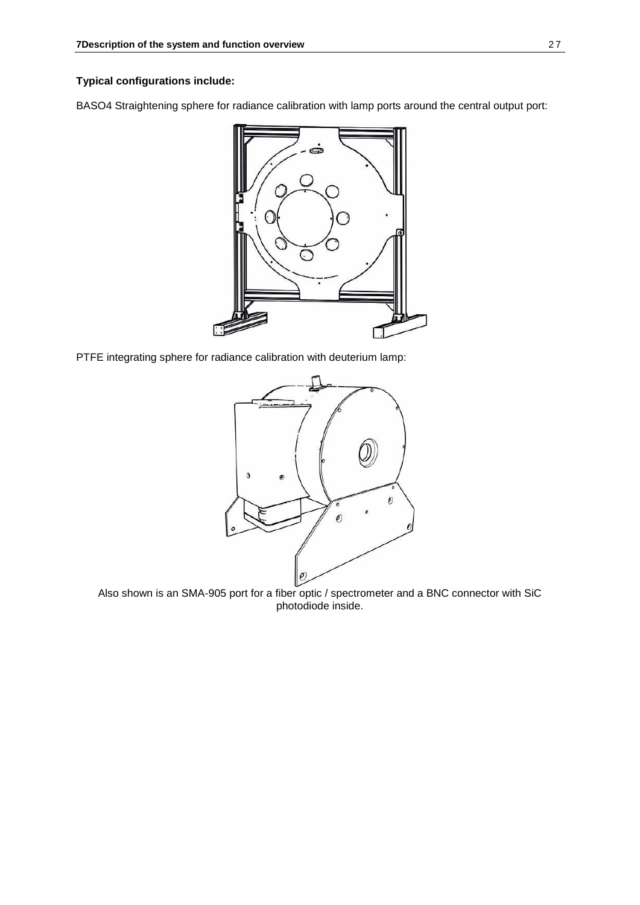**Typical configurations include:**

BASO4 Straightening sphere for radiance calibration with lamp ports around the central output port:

PTFE integrating sphere for radiance calibration with deuterium lamp:

Also shown is an SMA-905 port for a fiber optic / spectrometer and a BNC connector with SiC photodiode inside.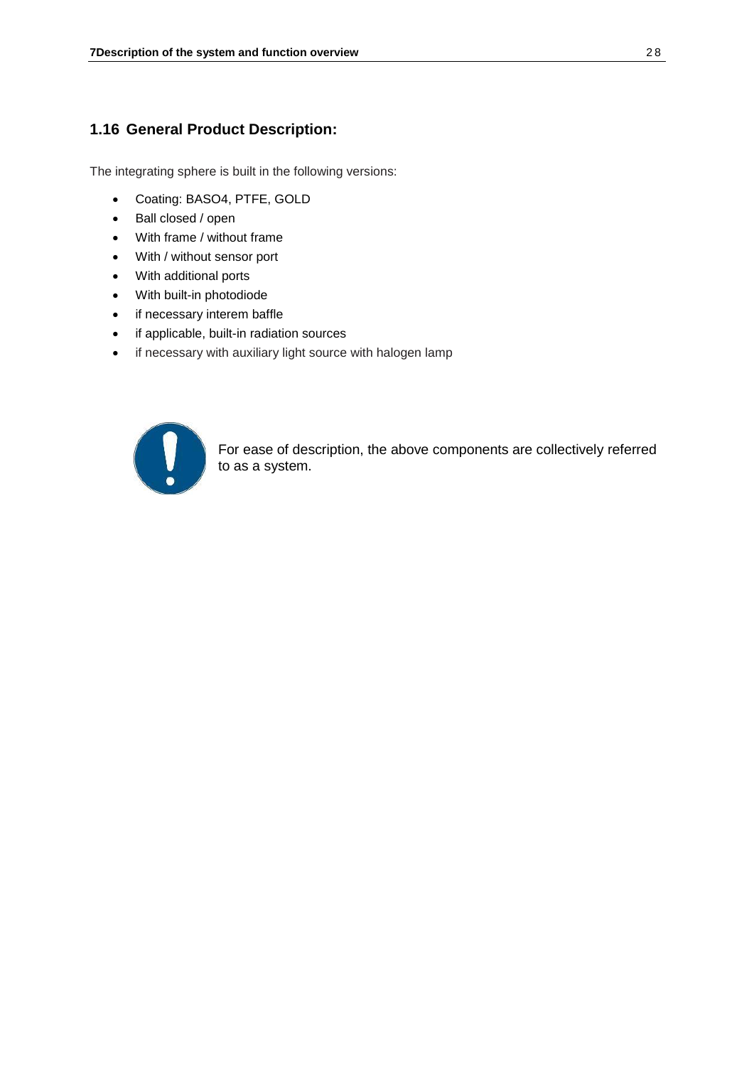## 1.16 General Product Description:

The integrating sphere is built in the following versions:

- Coating: BASO4, PTFE, GOLD
- Ball closed / open
- With frame / without frame
- With / without sensor port
- With additional ports
- With built-in photodiode
- if necessary interem baffle
- if applicable, built-in radiation sources
- if necessary with auxiliary light source with halogen lamp

For ease of description, the above components are collectively referred to as a system.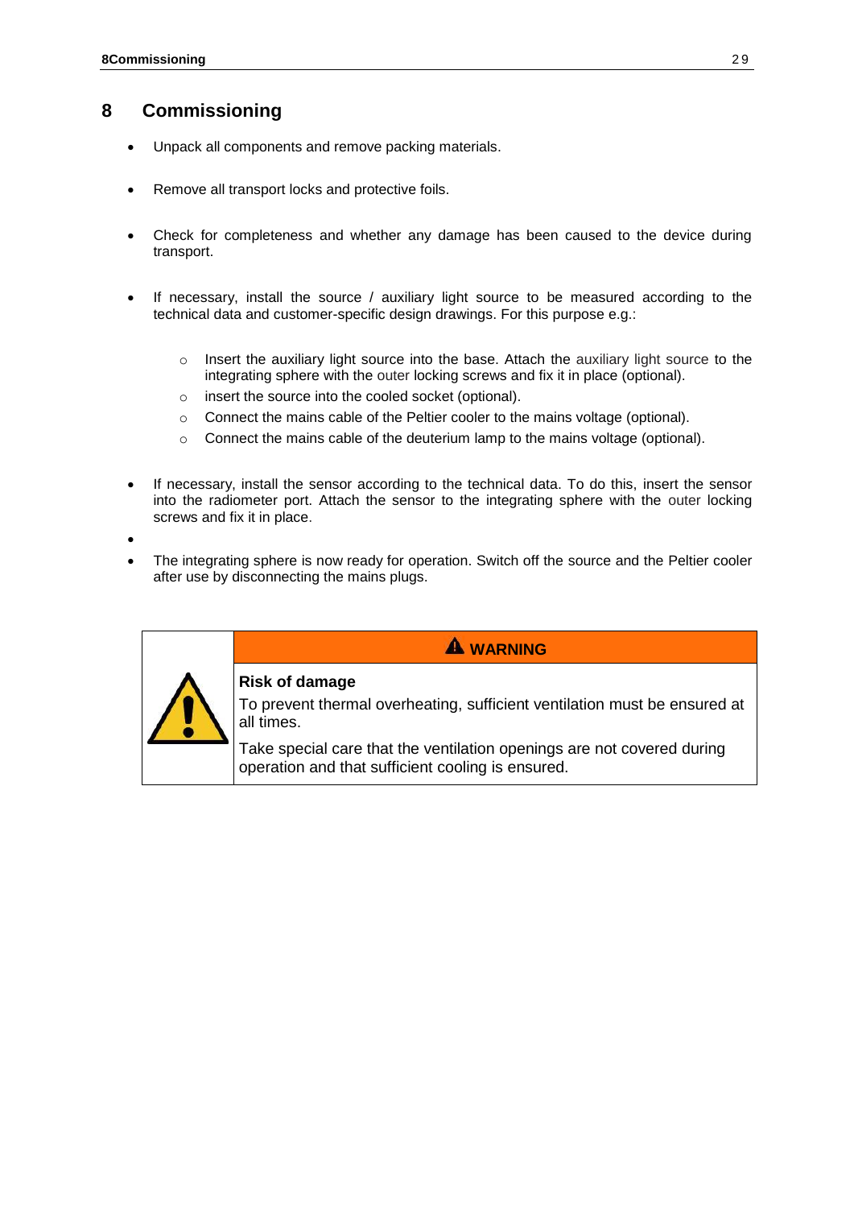# 8 Commissioning

- Unpack all components and remove packing materials.
- Remove all transport locks and protective foils.
- Check for completeness and whether any damage has been caused to the device during transport.
- If necessary, install the source / auxiliary light source to be measured according to the technical data and customer-specific design drawings. For this purpose e.g.:
  - Insert the auxiliary light source into the base. Attach the auxiliary light source to the integrating sphere with the outer locking screws and fix it in place (optional).
  - insert the source into the cooled socket (optional).
  - Connect the mains cable of the Peltier cooler to the mains voltage (optional).
  - Connect the mains cable of the deuterium lamp to the mains voltage (optional).
- If necessary, install the sensor according to the technical data. To do this, insert the sensor into the radiometer port. Attach the sensor to the integrating sphere with the outer locking screws and fix it in place.
- 
- The integrating sphere is now ready for operation. Switch off the source and the Peltier cooler after use by disconnecting the mains plugs.

| | ⚠ **WARNING** |
|---|---|
| ⚠ | **Risk of damage**<br>To prevent thermal overheating, sufficient ventilation must be ensured at all times.<br>Take special care that the ventilation openings are not covered during operation and that sufficient cooling is ensured. |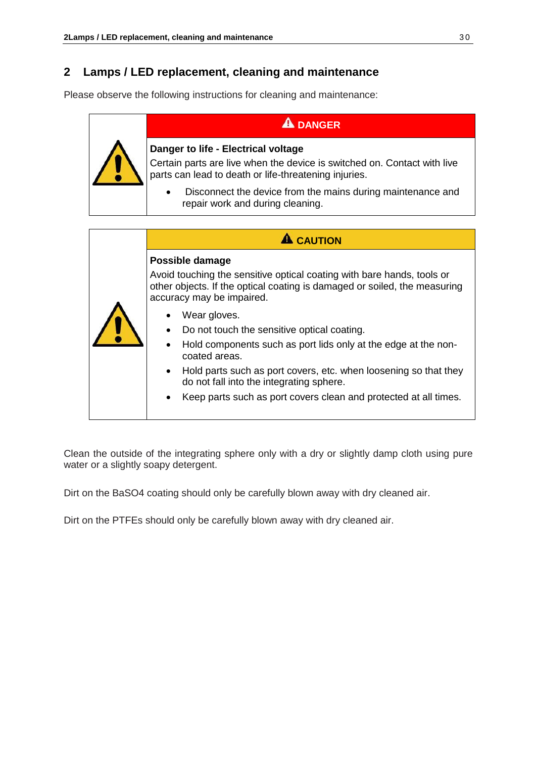## 2 Lamps / LED replacement, cleaning and maintenance

Please observe the following instructions for cleaning and maintenance:

| | ⚠ DANGER |
|---|---|
| ⚠ | **Danger to life - Electrical voltage**<br>Certain parts are live when the device is switched on. Contact with live parts can lead to death or life-threatening injuries.<br>• Disconnect the device from the mains during maintenance and repair work and during cleaning. |

| | ⚠ CAUTION |
|---|---|
| ⚠ | **Possible damage**<br>Avoid touching the sensitive optical coating with bare hands, tools or other objects. If the optical coating is damaged or soiled, the measuring accuracy may be impaired.<br>• Wear gloves.<br>• Do not touch the sensitive optical coating.<br>• Hold components such as port lids only at the edge at the non-coated areas.<br>• Hold parts such as port covers, etc. when loosening so that they do not fall into the integrating sphere.<br>• Keep parts such as port covers clean and protected at all times. |

Clean the outside of the integrating sphere only with a dry or slightly damp cloth using pure water or a slightly soapy detergent.

Dirt on the $BaSO_4$ coating should only be carefully blown away with dry cleaned air.

Dirt on the PTFEs should only be carefully blown away with dry cleaned air.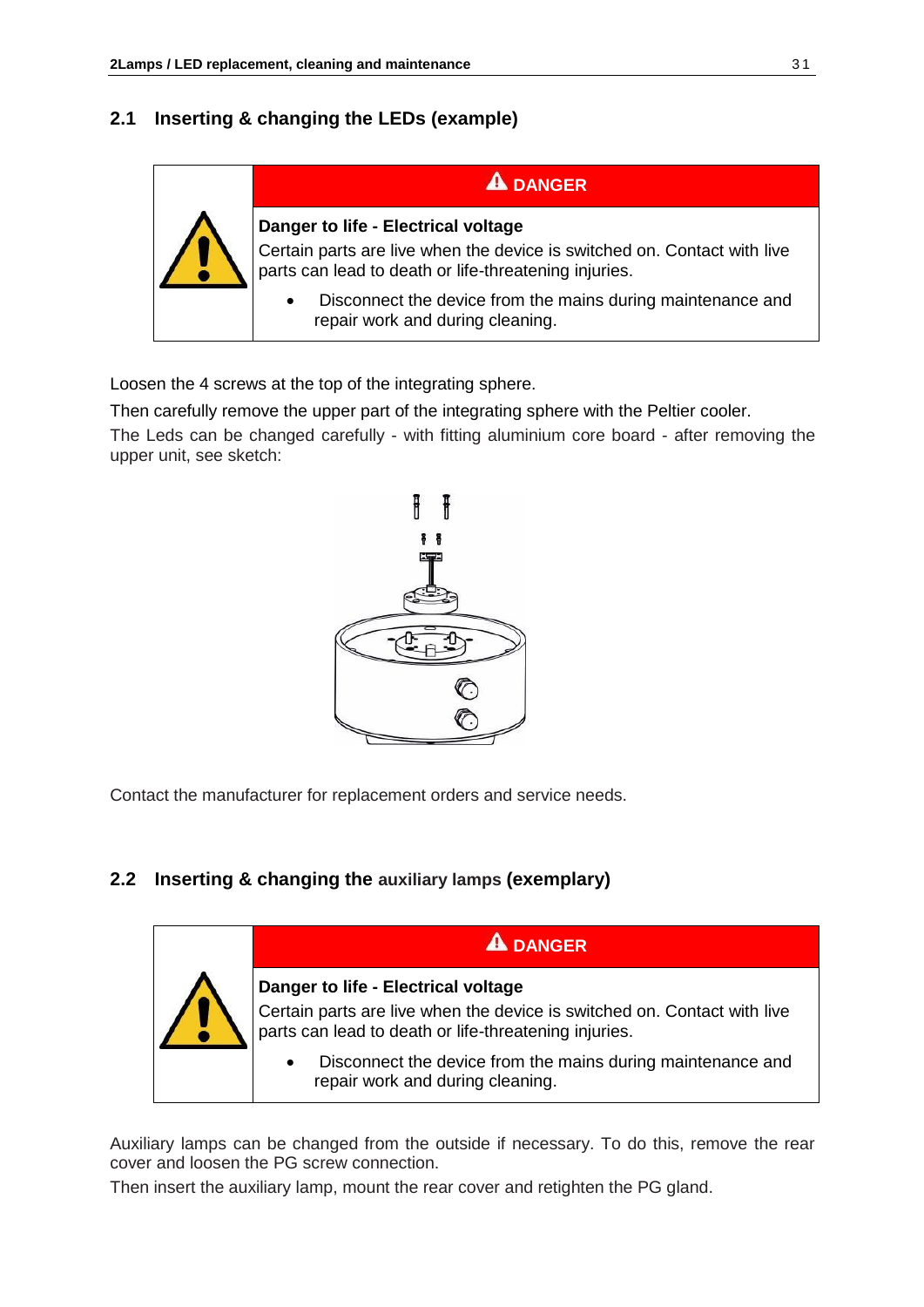## 2.1 Inserting & changing the LEDs (example)

| | ⚠ DANGER |
|---|---|
| ⚠ | **Danger to life - Electrical voltage**<br>Certain parts are live when the device is switched on. Contact with live parts can lead to death or life-threatening injuries.<br>• Disconnect the device from the mains during maintenance and repair work and during cleaning. |

Loosen the 4 screws at the top of the integrating sphere.

Then carefully remove the upper part of the integrating sphere with the Peltier cooler.

The Leds can be changed carefully - with fitting aluminium core board - after removing the upper unit, see sketch:

Contact the manufacturer for replacement orders and service needs.

## 2.2 Inserting & changing the auxiliary lamps (exemplary)

| | ⚠ DANGER |
|---|---|
| ⚠ | **Danger to life - Electrical voltage**<br>Certain parts are live when the device is switched on. Contact with live parts can lead to death or life-threatening injuries.<br>• Disconnect the device from the mains during maintenance and repair work and during cleaning. |

Auxiliary lamps can be changed from the outside if necessary. To do this, remove the rear cover and loosen the PG screw connection.

Then insert the auxiliary lamp, mount the rear cover and retighten the PG gland.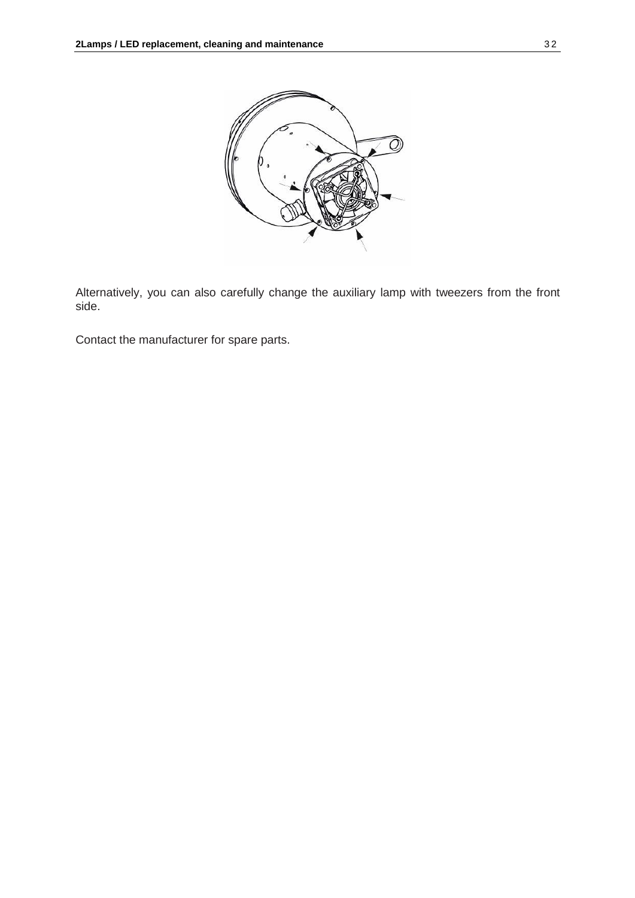Alternatively, you can also carefully change the auxiliary lamp with tweezers from the front side.

Contact the manufacturer for spare parts.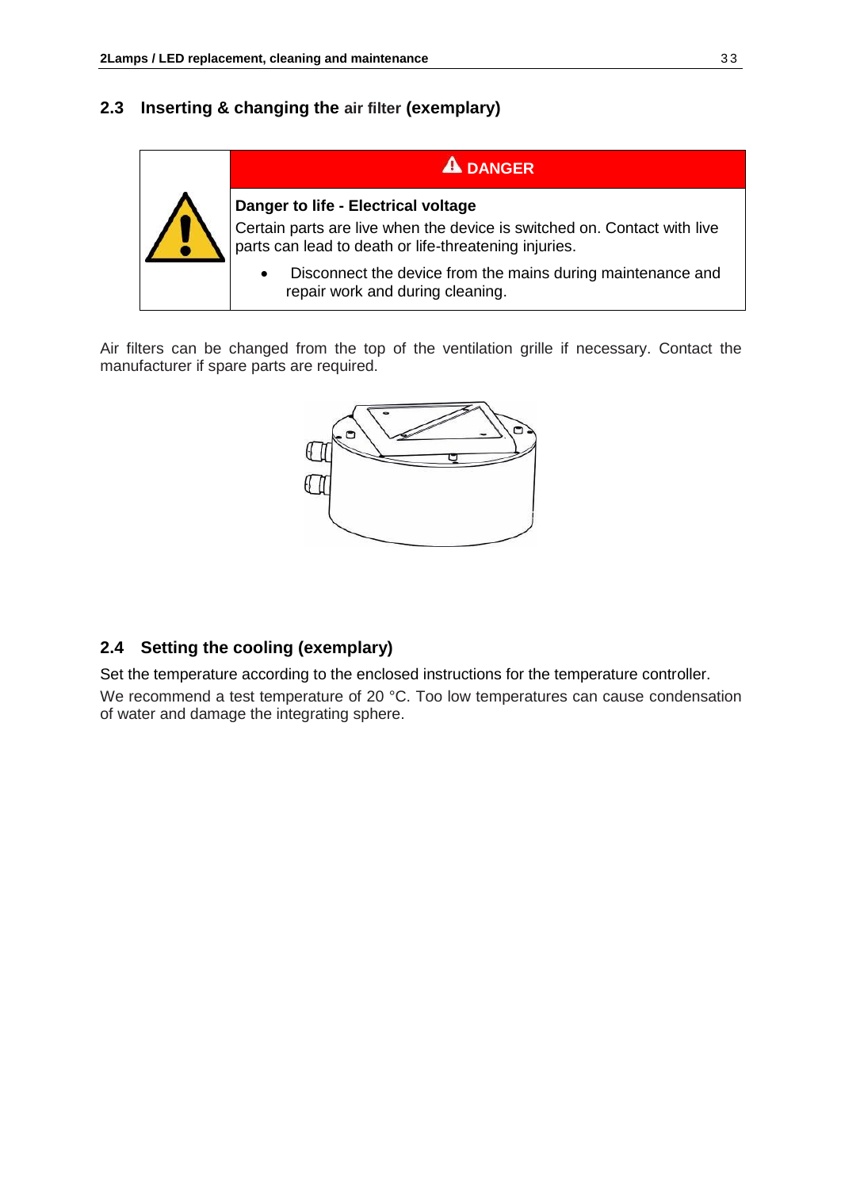## 2.3 Inserting & changing the air filter (exemplary)

| | ⚠ DANGER |
|---|---|
| | **Danger to life - Electrical voltage**<br>Certain parts are live when the device is switched on. Contact with live parts can lead to death or life-threatening injuries.<br>• Disconnect the device from the mains during maintenance and repair work and during cleaning. |

Air filters can be changed from the top of the ventilation grille if necessary. Contact the manufacturer if spare parts are required.

## 2.4 Setting the cooling (exemplary)

Set the temperature according to the enclosed instructions for the temperature controller.

We recommend a test temperature of 20 °C. Too low temperatures can cause condensation of water and damage the integrating sphere.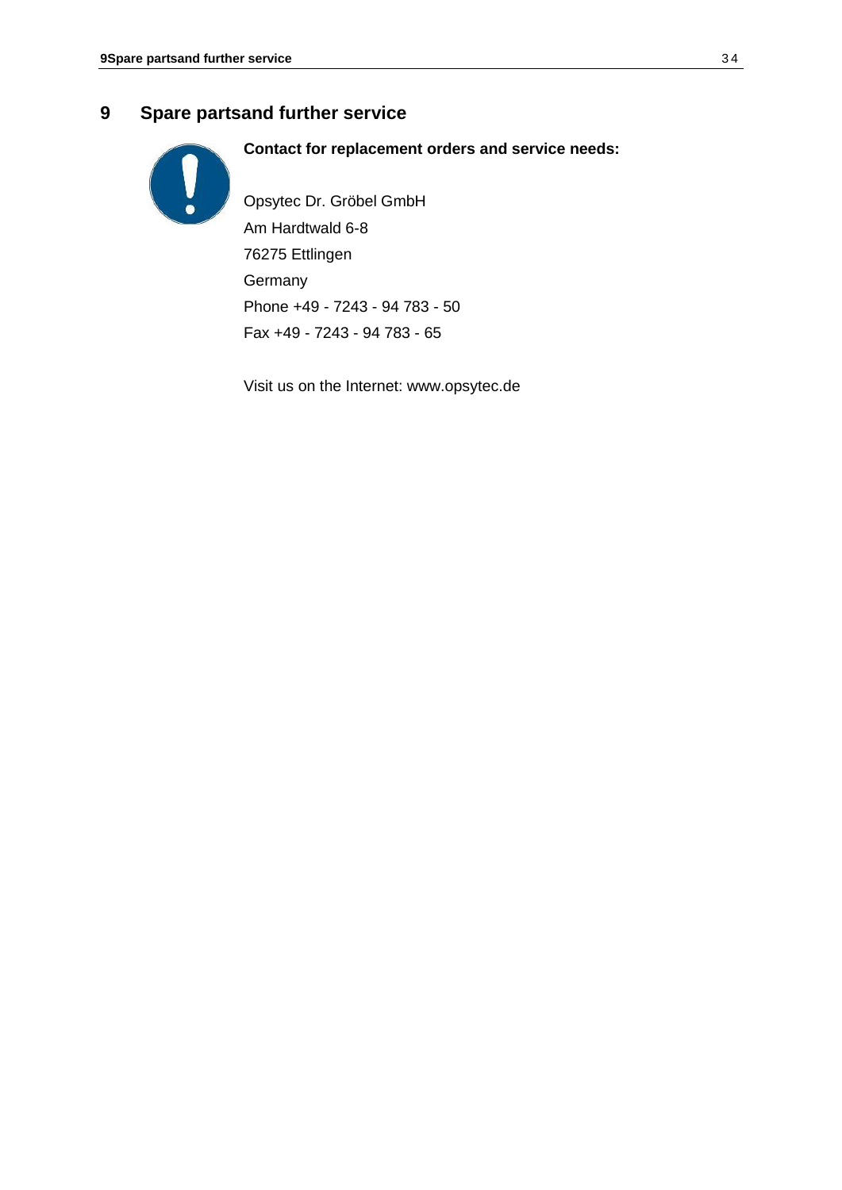# 9 Spare partsand further service

**Contact for replacement orders and service needs:**

Opsytec Dr. Gröbel GmbH
Am Hardtwald 6-8
76275 Ettlingen
Germany
Phone +49 - 7243 - 94 783 - 50
Fax +49 - 7243 - 94 783 - 65

Visit us on the Internet: www.opsytec.de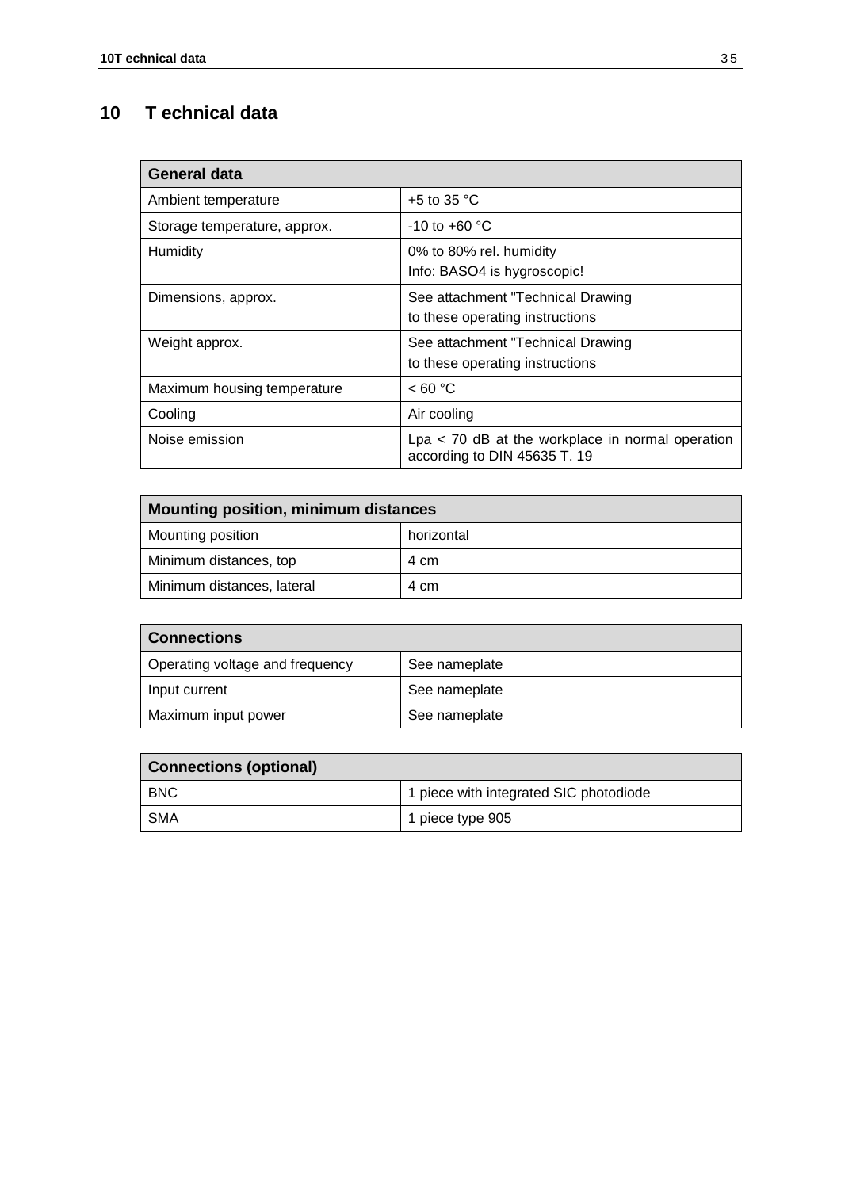# 10 T echnical data

| General data | |
|---|---|
| Ambient temperature | +5 to 35 °C |
| Storage temperature, approx. | -10 to +60 °C |
| Humidity | 0% to 80% rel. humidity<br>Info: BASO4 is hygroscopic! |
| Dimensions, approx. | See attachment "Technical Drawing to these operating instructions |
| Weight approx. | See attachment "Technical Drawing to these operating instructions |
| Maximum housing temperature | < 60 °C |
| Cooling | Air cooling |
| Noise emission | Lpa < 70 dB at the workplace in normal operation according to DIN 45635 T. 19 |

| Mounting position, minimum distances | |
|---|---|
| Mounting position | horizontal |
| Minimum distances, top | 4 cm |
| Minimum distances, lateral | 4 cm |

| Connections | |
|---|---|
| Operating voltage and frequency | See nameplate |
| Input current | See nameplate |
| Maximum input power | See nameplate |

| Connections (optional) | |
|---|---|
| BNC | 1 piece with integrated SIC photodiode |
| SMA | 1 piece type 905 |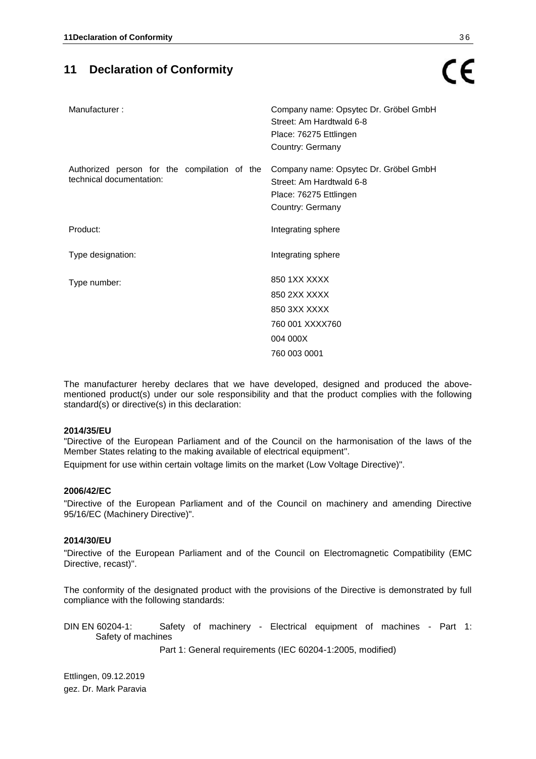## 11 Declaration of Conformity

CE

| | |
|---|---|
| Manufacturer : | Company name: Opsytec Dr. Gröbel GmbH<br>Street: Am Hardtwald 6-8<br>Place: 76275 Ettlingen<br>Country: Germany |
| Authorized person for the compilation of the technical documentation: | Company name: Opsytec Dr. Gröbel GmbH<br>Street: Am Hardtwald 6-8<br>Place: 76275 Ettlingen<br>Country: Germany |
| Product: | Integrating sphere |
| Type designation: | Integrating sphere |
| Type number: | 850 1XX XXXX<br>850 2XX XXXX<br>850 3XX XXXX<br>760 001 XXXX760<br>004 000X<br>760 003 0001 |

The manufacturer hereby declares that we have developed, designed and produced the above-mentioned product(s) under our sole responsibility and that the product complies with the following standard(s) or directive(s) in this declaration:

**2014/35/EU**

"Directive of the European Parliament and of the Council on the harmonisation of the laws of the Member States relating to the making available of electrical equipment".

Equipment for use within certain voltage limits on the market (Low Voltage Directive)".

**2006/42/EC**

"Directive of the European Parliament and of the Council on machinery and amending Directive 95/16/EC (Machinery Directive)".

**2014/30/EU**

"Directive of the European Parliament and of the Council on Electromagnetic Compatibility (EMC Directive, recast)".

The conformity of the designated product with the provisions of the Directive is demonstrated by full compliance with the following standards:

DIN EN 60204-1: Safety of machinery - Electrical equipment of machines - Part 1: Safety of machines

Part 1: General requirements (IEC 60204-1:2005, modified)

Ettlingen, 09.12.2019

gez. Dr. Mark Paravia